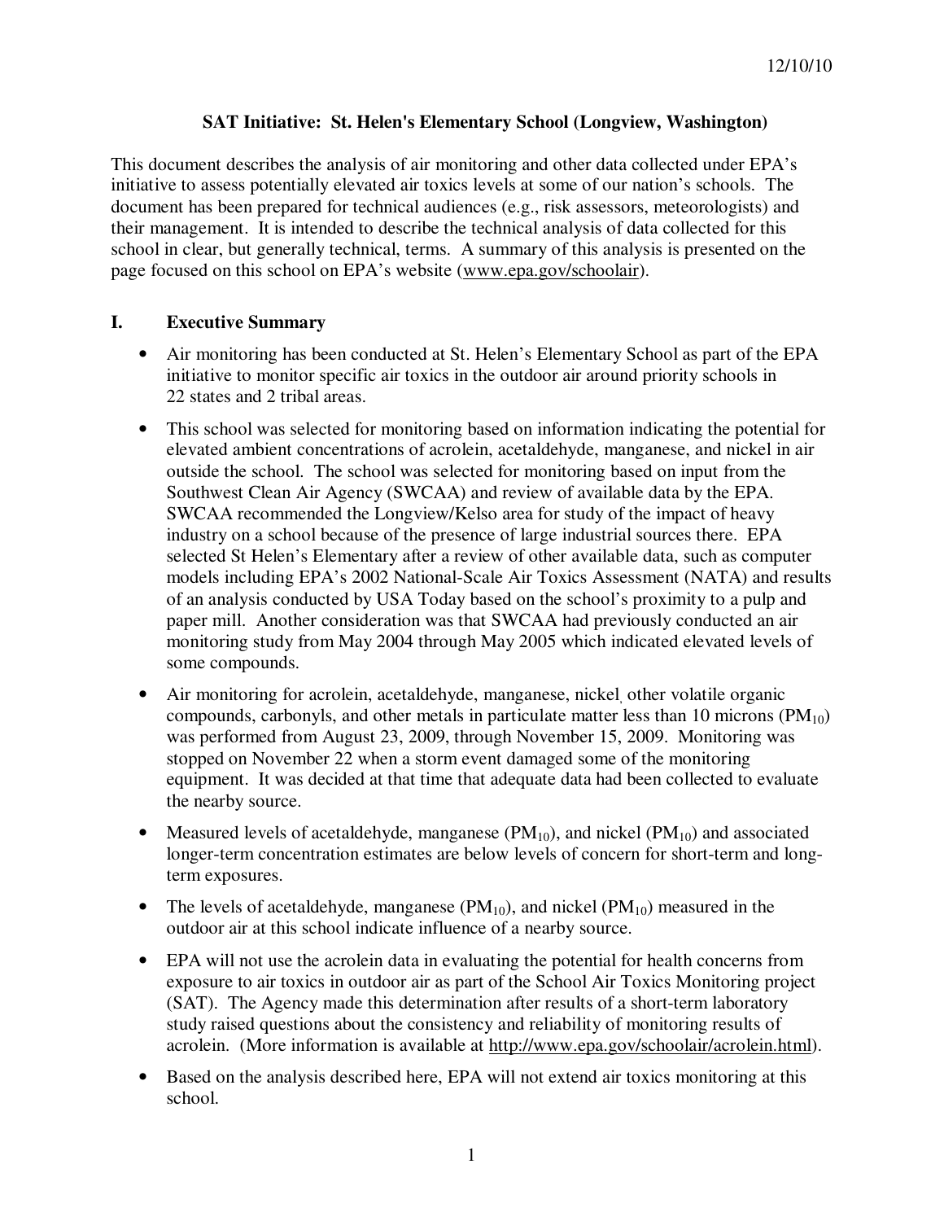12/10/10

# SAT Initiative: St. Helen's Elementary School (Longview, Washington)

This document describes the analysis of air monitoring and other data collected under EPA's initiative to assess potentially elevated air toxics levels at some of our nation's schools. The document has been prepared for technical audiences (e.g., risk assessors, meteorologists) and their management. It is intended to describe the technical analysis of data collected for this school in clear, but generally technical, terms. A summary of this analysis is presented on the page focused on this school on EPA's website (www.epa.gov/schoolair).

## I. Executive Summary

- Air monitoring has been conducted at St. Helen's Elementary School as part of the EPA initiative to monitor specific air toxics in the outdoor air around priority schools in 22 states and 2 tribal areas.
- This school was selected for monitoring based on information indicating the potential for elevated ambient concentrations of acrolein, acetaldehyde, manganese, and nickel in air outside the school. The school was selected for monitoring based on input from the Southwest Clean Air Agency (SWCAA) and review of available data by the EPA. SWCAA recommended the Longview/Kelso area for study of the impact of heavy industry on a school because of the presence of large industrial sources there. EPA selected St Helen's Elementary after a review of other available data, such as computer models including EPA's 2002 National-Scale Air Toxics Assessment (NATA) and results of an analysis conducted by USA Today based on the school's proximity to a pulp and paper mill. Another consideration was that SWCAA had previously conducted an air monitoring study from May 2004 through May 2005 which indicated elevated levels of some compounds.
- Air monitoring for acrolein, acetaldehyde, manganese, nickel, other volatile organic compounds, carbonyls, and other metals in particulate matter less than 10 microns ($PM_{10}$) was performed from August 23, 2009, through November 15, 2009. Monitoring was stopped on November 22 when a storm event damaged some of the monitoring equipment. It was decided at that time that adequate data had been collected to evaluate the nearby source.
- Measured levels of acetaldehyde, manganese ($PM_{10}$), and nickel ($PM_{10}$) and associated longer-term concentration estimates are below levels of concern for short-term and long-term exposures.
- The levels of acetaldehyde, manganese ($PM_{10}$), and nickel ($PM_{10}$) measured in the outdoor air at this school indicate influence of a nearby source.
- EPA will not use the acrolein data in evaluating the potential for health concerns from exposure to air toxics in outdoor air as part of the School Air Toxics Monitoring project (SAT). The Agency made this determination after results of a short-term laboratory study raised questions about the consistency and reliability of monitoring results of acrolein. (More information is available at http://www.epa.gov/schoolair/acrolein.html).
- Based on the analysis described here, EPA will not extend air toxics monitoring at this school.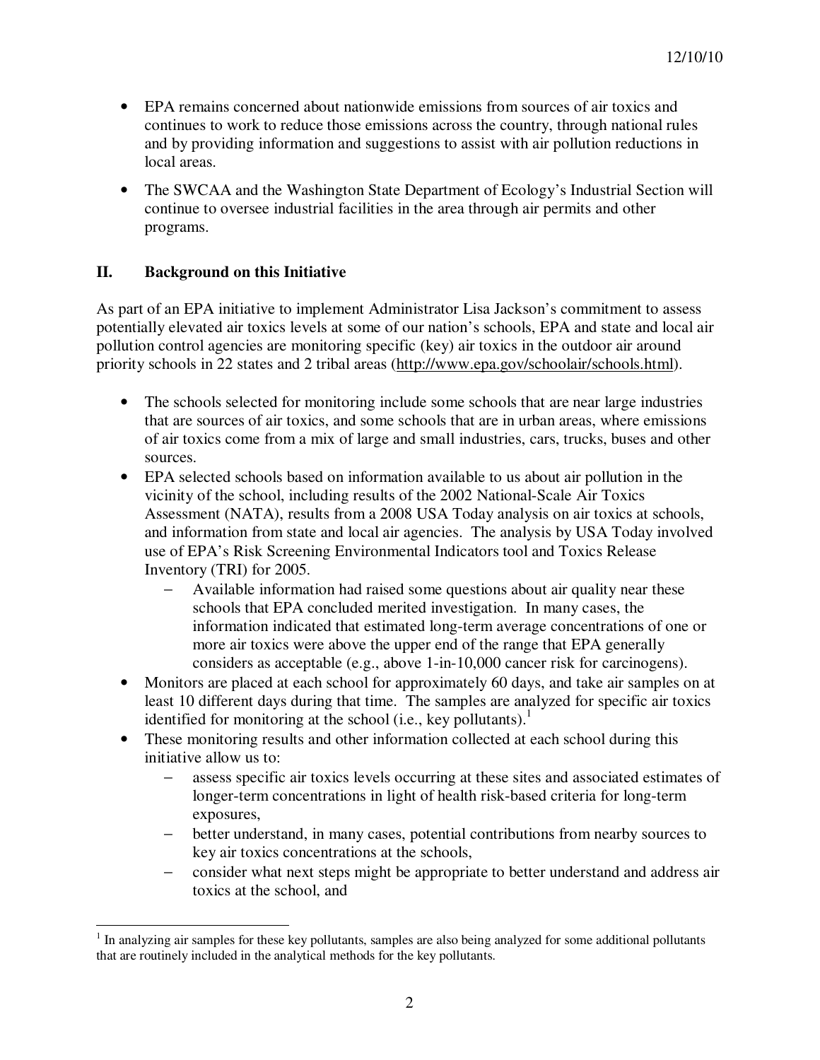- EPA remains concerned about nationwide emissions from sources of air toxics and continues to work to reduce those emissions across the country, through national rules and by providing information and suggestions to assist with air pollution reductions in local areas.

- The SWCAA and the Washington State Department of Ecology's Industrial Section will continue to oversee industrial facilities in the area through air permits and other programs.

## II. Background on this Initiative

As part of an EPA initiative to implement Administrator Lisa Jackson's commitment to assess potentially elevated air toxics levels at some of our nation's schools, EPA and state and local air pollution control agencies are monitoring specific (key) air toxics in the outdoor air around priority schools in 22 states and 2 tribal areas (http://www.epa.gov/schoolair/schools.html).

- The schools selected for monitoring include some schools that are near large industries that are sources of air toxics, and some schools that are in urban areas, where emissions of air toxics come from a mix of large and small industries, cars, trucks, buses and other sources.
- EPA selected schools based on information available to us about air pollution in the vicinity of the school, including results of the 2002 National-Scale Air Toxics Assessment (NATA), results from a 2008 USA Today analysis on air toxics at schools, and information from state and local air agencies. The analysis by USA Today involved use of EPA's Risk Screening Environmental Indicators tool and Toxics Release Inventory (TRI) for 2005.
  - Available information had raised some questions about air quality near these schools that EPA concluded merited investigation. In many cases, the information indicated that estimated long-term average concentrations of one or more air toxics were above the upper end of the range that EPA generally considers as acceptable (e.g., above 1-in-10,000 cancer risk for carcinogens).
- Monitors are placed at each school for approximately 60 days, and take air samples on at least 10 different days during that time. The samples are analyzed for specific air toxics identified for monitoring at the school (i.e., key pollutants).[1]
- These monitoring results and other information collected at each school during this initiative allow us to:
  - assess specific air toxics levels occurring at these sites and associated estimates of longer-term concentrations in light of health risk-based criteria for long-term exposures,
  - better understand, in many cases, potential contributions from nearby sources to key air toxics concentrations at the schools,
  - consider what next steps might be appropriate to better understand and address air toxics at the school, and

[1] In analyzing air samples for these key pollutants, samples are also being analyzed for some additional pollutants that are routinely included in the analytical methods for the key pollutants.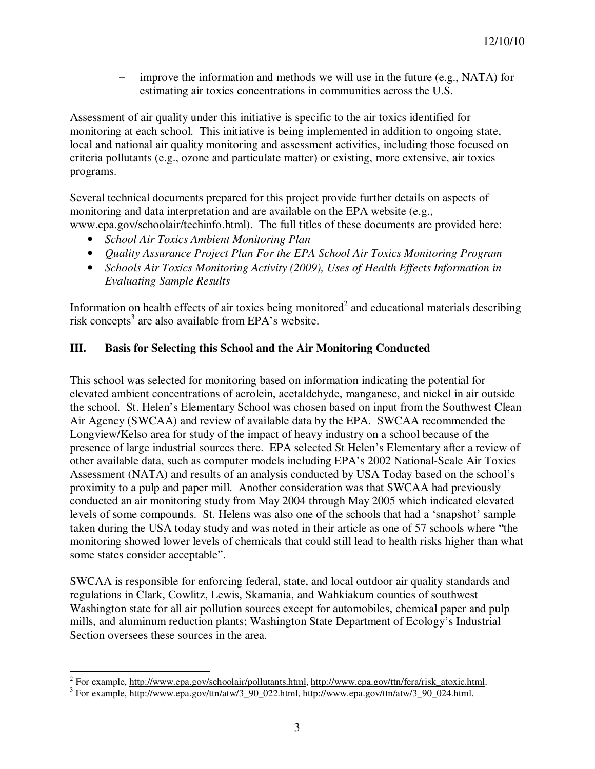- improve the information and methods we will use in the future (e.g., NATA) for estimating air toxics concentrations in communities across the U.S.

Assessment of air quality under this initiative is specific to the air toxics identified for monitoring at each school. This initiative is being implemented in addition to ongoing state, local and national air quality monitoring and assessment activities, including those focused on criteria pollutants (e.g., ozone and particulate matter) or existing, more extensive, air toxics programs.

Several technical documents prepared for this project provide further details on aspects of monitoring and data interpretation and are available on the EPA website (e.g., www.epa.gov/schoolair/techinfo.html). The full titles of these documents are provided here:

- *School Air Toxics Ambient Monitoring Plan*
- *Quality Assurance Project Plan For the EPA School Air Toxics Monitoring Program*
- *Schools Air Toxics Monitoring Activity (2009), Uses of Health Effects Information in Evaluating Sample Results*

Information on health effects of air toxics being monitored[2] and educational materials describing risk concepts[3] are also available from EPA's website.

## III. Basis for Selecting this School and the Air Monitoring Conducted

This school was selected for monitoring based on information indicating the potential for elevated ambient concentrations of acrolein, acetaldehyde, manganese, and nickel in air outside the school. St. Helen's Elementary School was chosen based on input from the Southwest Clean Air Agency (SWCAA) and review of available data by the EPA. SWCAA recommended the Longview/Kelso area for study of the impact of heavy industry on a school because of the presence of large industrial sources there. EPA selected St Helen's Elementary after a review of other available data, such as computer models including EPA's 2002 National-Scale Air Toxics Assessment (NATA) and results of an analysis conducted by USA Today based on the school's proximity to a pulp and paper mill. Another consideration was that SWCAA had previously conducted an air monitoring study from May 2004 through May 2005 which indicated elevated levels of some compounds. St. Helens was also one of the schools that had a 'snapshot' sample taken during the USA today study and was noted in their article as one of 57 schools where "the monitoring showed lower levels of chemicals that could still lead to health risks higher than what some states consider acceptable".

SWCAA is responsible for enforcing federal, state, and local outdoor air quality standards and regulations in Clark, Cowlitz, Lewis, Skamania, and Wahkiakum counties of southwest Washington state for all air pollution sources except for automobiles, chemical paper and pulp mills, and aluminum reduction plants; Washington State Department of Ecology's Industrial Section oversees these sources in the area.

---

[2] For example, http://www.epa.gov/schoolair/pollutants.html, http://www.epa.gov/ttn/fera/risk_atoxic.html.

[3] For example, http://www.epa.gov/ttn/atw/3_90_022.html, http://www.epa.gov/ttn/atw/3_90_024.html.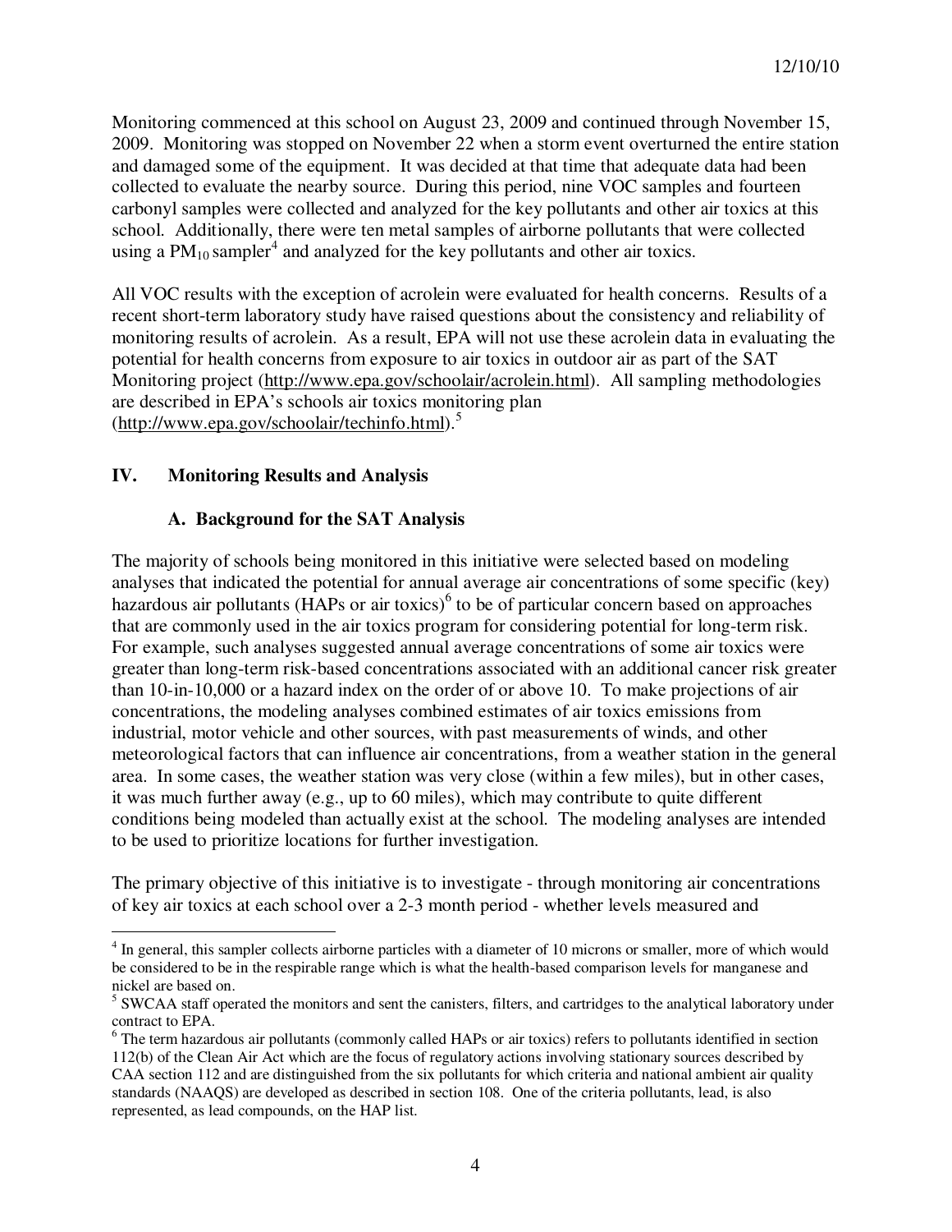Monitoring commenced at this school on August 23, 2009 and continued through November 15, 2009. Monitoring was stopped on November 22 when a storm event overturned the entire station and damaged some of the equipment. It was decided at that time that adequate data had been collected to evaluate the nearby source. During this period, nine VOC samples and fourteen carbonyl samples were collected and analyzed for the key pollutants and other air toxics at this school. Additionally, there were ten metal samples of airborne pollutants that were collected using a $PM_{10}$ sampler[4] and analyzed for the key pollutants and other air toxics.

All VOC results with the exception of acrolein were evaluated for health concerns. Results of a recent short-term laboratory study have raised questions about the consistency and reliability of monitoring results of acrolein. As a result, EPA will not use these acrolein data in evaluating the potential for health concerns from exposure to air toxics in outdoor air as part of the SAT Monitoring project (http://www.epa.gov/schoolair/acrolein.html). All sampling methodologies are described in EPA's schools air toxics monitoring plan (http://www.epa.gov/schoolair/techinfo.html).[5]

## IV. Monitoring Results and Analysis

### A. Background for the SAT Analysis

The majority of schools being monitored in this initiative were selected based on modeling analyses that indicated the potential for annual average air concentrations of some specific (key) hazardous air pollutants (HAPs or air toxics)[6] to be of particular concern based on approaches that are commonly used in the air toxics program for considering potential for long-term risk. For example, such analyses suggested annual average concentrations of some air toxics were greater than long-term risk-based concentrations associated with an additional cancer risk greater than 10-in-10,000 or a hazard index on the order of or above 10. To make projections of air concentrations, the modeling analyses combined estimates of air toxics emissions from industrial, motor vehicle and other sources, with past measurements of winds, and other meteorological factors that can influence air concentrations, from a weather station in the general area. In some cases, the weather station was very close (within a few miles), but in other cases, it was much further away (e.g., up to 60 miles), which may contribute to quite different conditions being modeled than actually exist at the school. The modeling analyses are intended to be used to prioritize locations for further investigation.

The primary objective of this initiative is to investigate - through monitoring air concentrations of key air toxics at each school over a 2-3 month period - whether levels measured and

---

[4] In general, this sampler collects airborne particles with a diameter of 10 microns or smaller, more of which would be considered to be in the respirable range which is what the health-based comparison levels for manganese and nickel are based on.

[5] SWCAA staff operated the monitors and sent the canisters, filters, and cartridges to the analytical laboratory under contract to EPA.

[6] The term hazardous air pollutants (commonly called HAPs or air toxics) refers to pollutants identified in section 112(b) of the Clean Air Act which are the focus of regulatory actions involving stationary sources described by CAA section 112 and are distinguished from the six pollutants for which criteria and national ambient air quality standards (NAAQS) are developed as described in section 108. One of the criteria pollutants, lead, is also represented, as lead compounds, on the HAP list.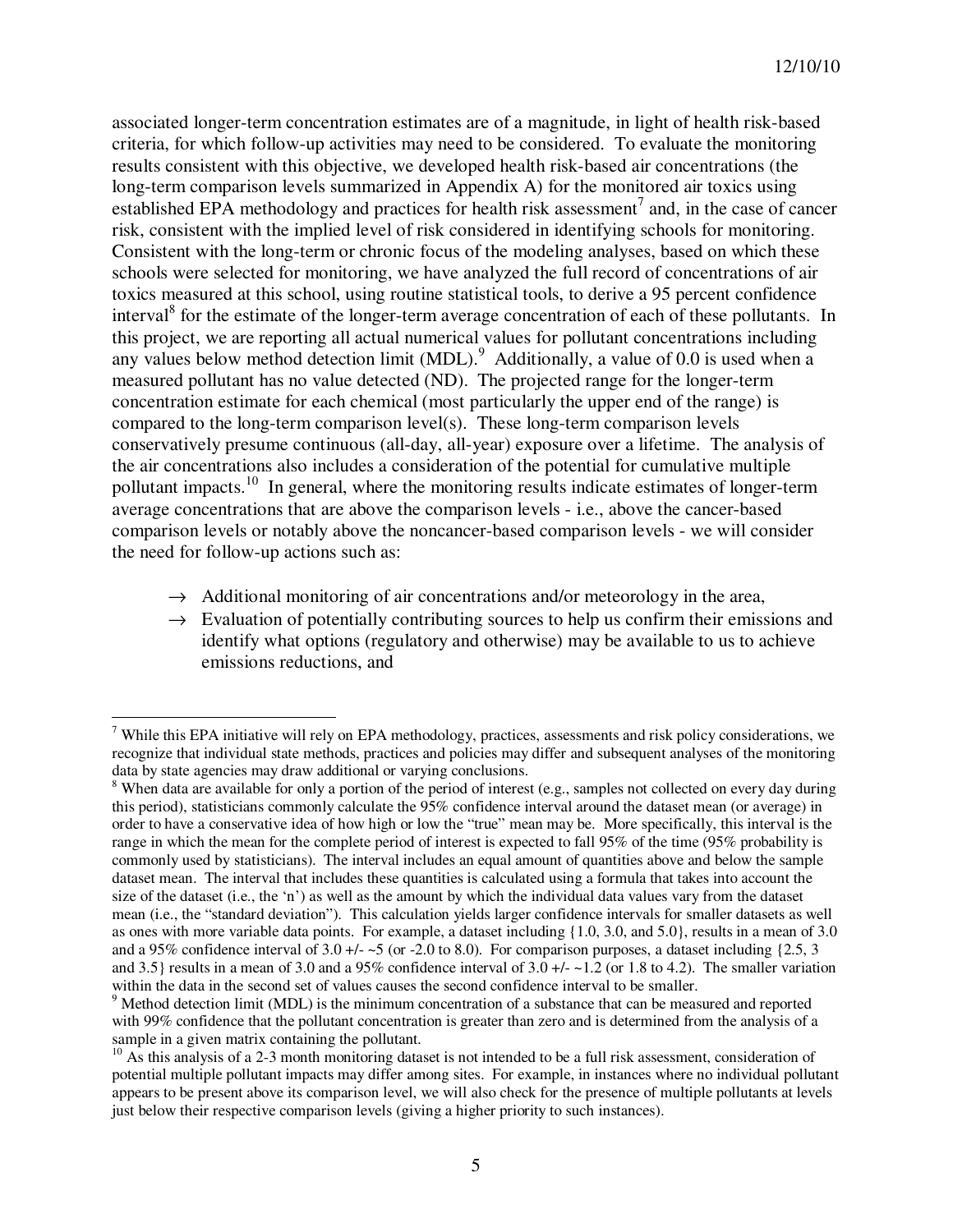associated longer-term concentration estimates are of a magnitude, in light of health risk-based criteria, for which follow-up activities may need to be considered. To evaluate the monitoring results consistent with this objective, we developed health risk-based air concentrations (the long-term comparison levels summarized in Appendix A) for the monitored air toxics using established EPA methodology and practices for health risk assessment[7] and, in the case of cancer risk, consistent with the implied level of risk considered in identifying schools for monitoring. Consistent with the long-term or chronic focus of the modeling analyses, based on which these schools were selected for monitoring, we have analyzed the full record of concentrations of air toxics measured at this school, using routine statistical tools, to derive a 95 percent confidence interval[8] for the estimate of the longer-term average concentration of each of these pollutants. In this project, we are reporting all actual numerical values for pollutant concentrations including any values below method detection limit (MDL).[9] Additionally, a value of 0.0 is used when a measured pollutant has no value detected (ND). The projected range for the longer-term concentration estimate for each chemical (most particularly the upper end of the range) is compared to the long-term comparison level(s). These long-term comparison levels conservatively presume continuous (all-day, all-year) exposure over a lifetime. The analysis of the air concentrations also includes a consideration of the potential for cumulative multiple pollutant impacts.[10] In general, where the monitoring results indicate estimates of longer-term average concentrations that are above the comparison levels - i.e., above the cancer-based comparison levels or notably above the noncancer-based comparison levels - we will consider the need for follow-up actions such as:

- → Additional monitoring of air concentrations and/or meteorology in the area,
- → Evaluation of potentially contributing sources to help us confirm their emissions and identify what options (regulatory and otherwise) may be available to us to achieve emissions reductions, and

---

[7] While this EPA initiative will rely on EPA methodology, practices, assessments and risk policy considerations, we recognize that individual state methods, practices and policies may differ and subsequent analyses of the monitoring data by state agencies may draw additional or varying conclusions.

[8] When data are available for only a portion of the period of interest (e.g., samples not collected on every day during this period), statisticians commonly calculate the 95% confidence interval around the dataset mean (or average) in order to have a conservative idea of how high or low the "true" mean may be. More specifically, this interval is the range in which the mean for the complete period of interest is expected to fall 95% of the time (95% probability is commonly used by statisticians). The interval includes an equal amount of quantities above and below the sample dataset mean. The interval that includes these quantities is calculated using a formula that takes into account the size of the dataset (i.e., the 'n') as well as the amount by which the individual data values vary from the dataset mean (i.e., the "standard deviation"). This calculation yields larger confidence intervals for smaller datasets as well as ones with more variable data points. For example, a dataset including {1.0, 3.0, and 5.0}, results in a mean of 3.0 and a 95% confidence interval of 3.0 +/- ~5 (or -2.0 to 8.0). For comparison purposes, a dataset including {2.5, 3 and 3.5} results in a mean of 3.0 and a 95% confidence interval of 3.0 +/- ~1.2 (or 1.8 to 4.2). The smaller variation within the data in the second set of values causes the second confidence interval to be smaller.

[9] Method detection limit (MDL) is the minimum concentration of a substance that can be measured and reported with 99% confidence that the pollutant concentration is greater than zero and is determined from the analysis of a sample in a given matrix containing the pollutant.

[10] As this analysis of a 2-3 month monitoring dataset is not intended to be a full risk assessment, consideration of potential multiple pollutant impacts may differ among sites. For example, in instances where no individual pollutant appears to be present above its comparison level, we will also check for the presence of multiple pollutants at levels just below their respective comparison levels (giving a higher priority to such instances).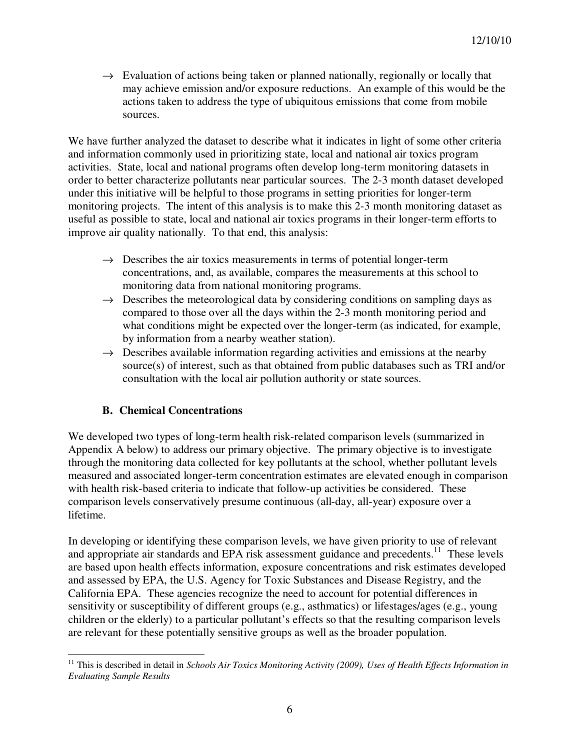→ Evaluation of actions being taken or planned nationally, regionally or locally that may achieve emission and/or exposure reductions. An example of this would be the actions taken to address the type of ubiquitous emissions that come from mobile sources.

We have further analyzed the dataset to describe what it indicates in light of some other criteria and information commonly used in prioritizing state, local and national air toxics program activities. State, local and national programs often develop long-term monitoring datasets in order to better characterize pollutants near particular sources. The 2-3 month dataset developed under this initiative will be helpful to those programs in setting priorities for longer-term monitoring projects. The intent of this analysis is to make this 2-3 month monitoring dataset as useful as possible to state, local and national air toxics programs in their longer-term efforts to improve air quality nationally. To that end, this analysis:

→ Describes the air toxics measurements in terms of potential longer-term concentrations, and, as available, compares the measurements at this school to monitoring data from national monitoring programs.

→ Describes the meteorological data by considering conditions on sampling days as compared to those over all the days within the 2-3 month monitoring period and what conditions might be expected over the longer-term (as indicated, for example, by information from a nearby weather station).

→ Describes available information regarding activities and emissions at the nearby source(s) of interest, such as that obtained from public databases such as TRI and/or consultation with the local air pollution authority or state sources.

### B. Chemical Concentrations

We developed two types of long-term health risk-related comparison levels (summarized in Appendix A below) to address our primary objective. The primary objective is to investigate through the monitoring data collected for key pollutants at the school, whether pollutant levels measured and associated longer-term concentration estimates are elevated enough in comparison with health risk-based criteria to indicate that follow-up activities be considered. These comparison levels conservatively presume continuous (all-day, all-year) exposure over a lifetime.

In developing or identifying these comparison levels, we have given priority to use of relevant and appropriate air standards and EPA risk assessment guidance and precedents.[11] These levels are based upon health effects information, exposure concentrations and risk estimates developed and assessed by EPA, the U.S. Agency for Toxic Substances and Disease Registry, and the California EPA. These agencies recognize the need to account for potential differences in sensitivity or susceptibility of different groups (e.g., asthmatics) or lifestages/ages (e.g., young children or the elderly) to a particular pollutant's effects so that the resulting comparison levels are relevant for these potentially sensitive groups as well as the broader population.

---

[11] This is described in detail in *Schools Air Toxics Monitoring Activity (2009), Uses of Health Effects Information in Evaluating Sample Results*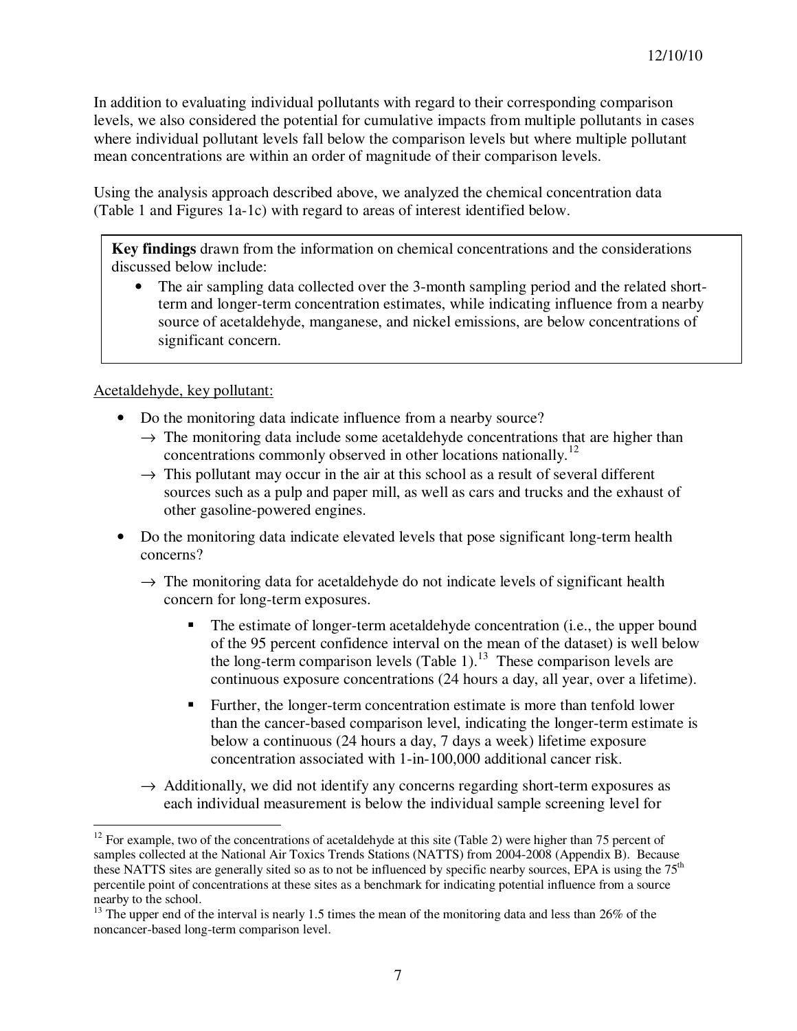In addition to evaluating individual pollutants with regard to their corresponding comparison levels, we also considered the potential for cumulative impacts from multiple pollutants in cases where individual pollutant levels fall below the comparison levels but where multiple pollutant mean concentrations are within an order of magnitude of their comparison levels.

Using the analysis approach described above, we analyzed the chemical concentration data (Table 1 and Figures 1a-1c) with regard to areas of interest identified below.

> **Key findings** drawn from the information on chemical concentrations and the considerations discussed below include:
>
> - The air sampling data collected over the 3-month sampling period and the related short-term and longer-term concentration estimates, while indicating influence from a nearby source of acetaldehyde, manganese, and nickel emissions, are below concentrations of significant concern.

<u>Acetaldehyde, key pollutant:</u>

- Do the monitoring data indicate influence from a nearby source?
  - → The monitoring data include some acetaldehyde concentrations that are higher than concentrations commonly observed in other locations nationally.[12]
  - → This pollutant may occur in the air at this school as a result of several different sources such as a pulp and paper mill, as well as cars and trucks and the exhaust of other gasoline-powered engines.
- Do the monitoring data indicate elevated levels that pose significant long-term health concerns?
  - → The monitoring data for acetaldehyde do not indicate levels of significant health concern for long-term exposures.
    - The estimate of longer-term acetaldehyde concentration (i.e., the upper bound of the 95 percent confidence interval on the mean of the dataset) is well below the long-term comparison levels (Table 1).[13] These comparison levels are continuous exposure concentrations (24 hours a day, all year, over a lifetime).
    - Further, the longer-term concentration estimate is more than tenfold lower than the cancer-based comparison level, indicating the longer-term estimate is below a continuous (24 hours a day, 7 days a week) lifetime exposure concentration associated with 1-in-100,000 additional cancer risk.
  - → Additionally, we did not identify any concerns regarding short-term exposures as each individual measurement is below the individual sample screening level for

---

[12] For example, two of the concentrations of acetaldehyde at this site (Table 2) were higher than 75 percent of samples collected at the National Air Toxics Trends Stations (NATTS) from 2004-2008 (Appendix B). Because these NATTS sites are generally sited so as to not be influenced by specific nearby sources, EPA is using the 75th percentile point of concentrations at these sites as a benchmark for indicating potential influence from a source nearby to the school.

[13] The upper end of the interval is nearly 1.5 times the mean of the monitoring data and less than 26% of the noncancer-based long-term comparison level.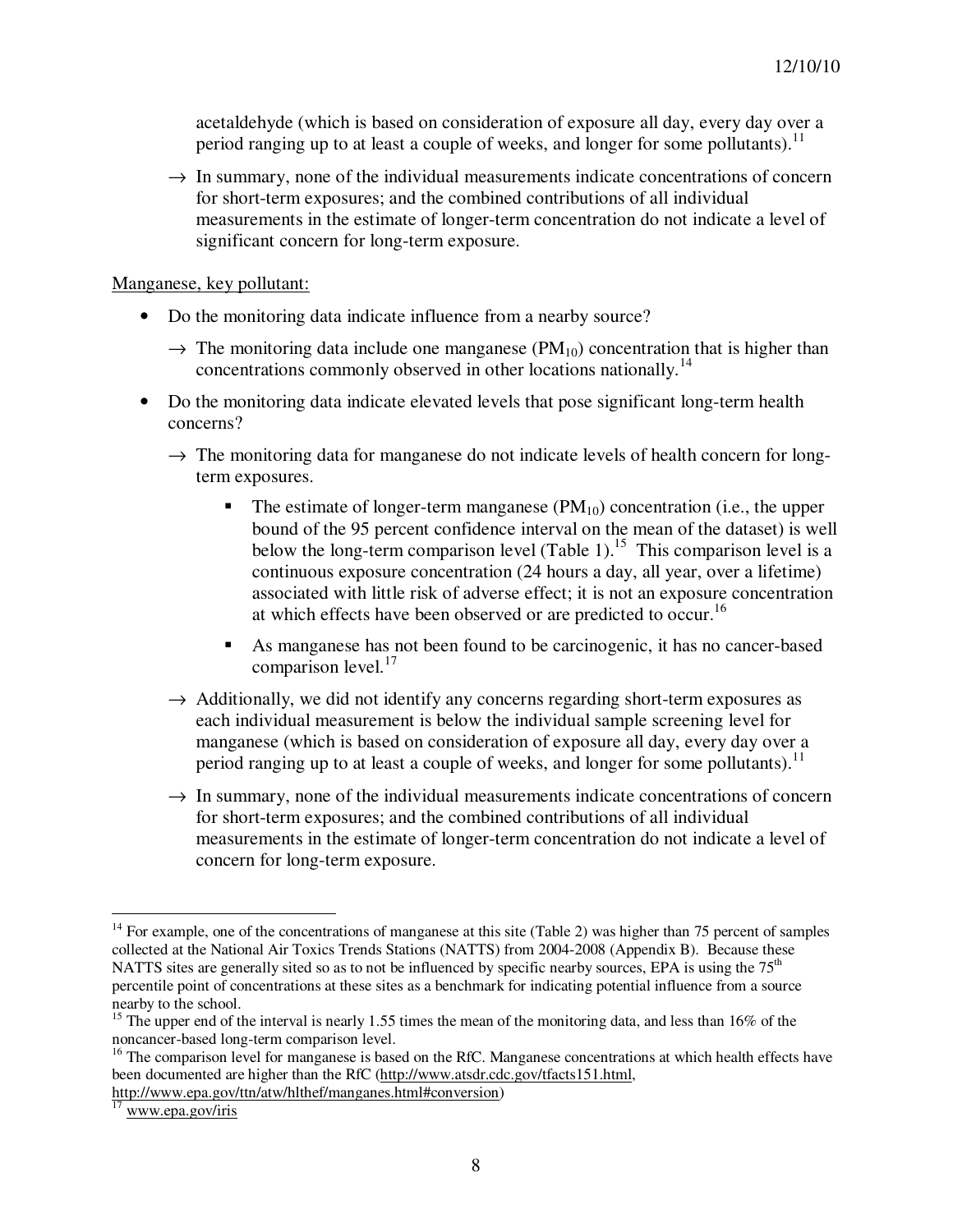acetaldehyde (which is based on consideration of exposure all day, every day over a period ranging up to at least a couple of weeks, and longer for some pollutants).[11]

→ In summary, none of the individual measurements indicate concentrations of concern for short-term exposures; and the combined contributions of all individual measurements in the estimate of longer-term concentration do not indicate a level of significant concern for long-term exposure.

Manganese, key pollutant:

- Do the monitoring data indicate influence from a nearby source?
  - → The monitoring data include one manganese ($PM_{10}$) concentration that is higher than concentrations commonly observed in other locations nationally.[14]
- Do the monitoring data indicate elevated levels that pose significant long-term health concerns?
  - → The monitoring data for manganese do not indicate levels of health concern for long-term exposures.
    - The estimate of longer-term manganese ($PM_{10}$) concentration (i.e., the upper bound of the 95 percent confidence interval on the mean of the dataset) is well below the long-term comparison level (Table 1).[15] This comparison level is a continuous exposure concentration (24 hours a day, all year, over a lifetime) associated with little risk of adverse effect; it is not an exposure concentration at which effects have been observed or are predicted to occur.[16]
    - As manganese has not been found to be carcinogenic, it has no cancer-based comparison level.[17]
  - → Additionally, we did not identify any concerns regarding short-term exposures as each individual measurement is below the individual sample screening level for manganese (which is based on consideration of exposure all day, every day over a period ranging up to at least a couple of weeks, and longer for some pollutants).[11]
  - → In summary, none of the individual measurements indicate concentrations of concern for short-term exposures; and the combined contributions of all individual measurements in the estimate of longer-term concentration do not indicate a level of concern for long-term exposure.

---

[14] For example, one of the concentrations of manganese at this site (Table 2) was higher than 75 percent of samples collected at the National Air Toxics Trends Stations (NATTS) from 2004-2008 (Appendix B). Because these NATTS sites are generally sited so as to not be influenced by specific nearby sources, EPA is using the 75th percentile point of concentrations at these sites as a benchmark for indicating potential influence from a source nearby to the school.

[15] The upper end of the interval is nearly 1.55 times the mean of the monitoring data, and less than 16% of the noncancer-based long-term comparison level.

[16] The comparison level for manganese is based on the RfC. Manganese concentrations at which health effects have been documented are higher than the RfC (http://www.atsdr.cdc.gov/tfacts151.html, http://www.epa.gov/ttn/atw/hlthef/manganes.html#conversion)

[17] www.epa.gov/iris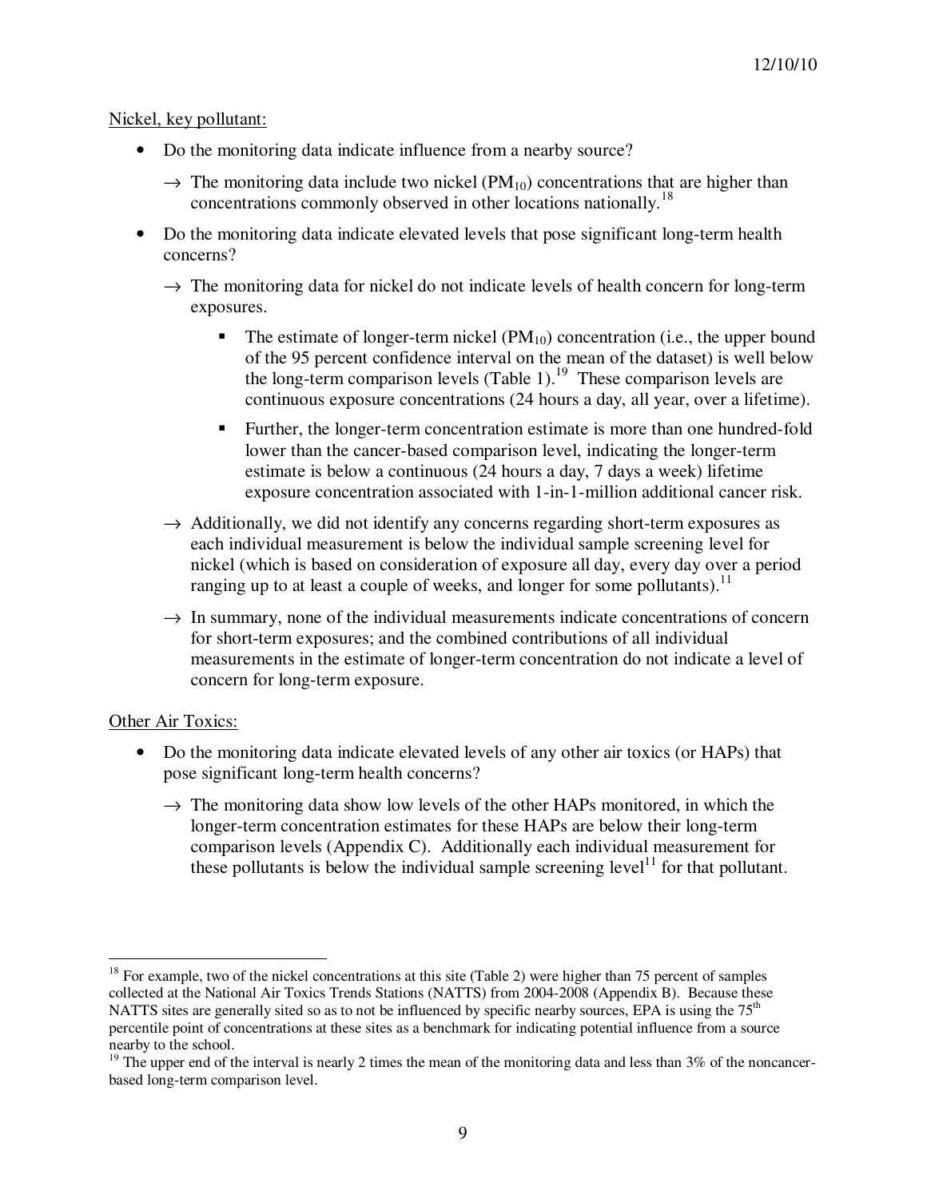Nickel, key pollutant:

- Do the monitoring data indicate influence from a nearby source?
  - → The monitoring data include two nickel ($PM_{10}$) concentrations that are higher than concentrations commonly observed in other locations nationally.[18]
- Do the monitoring data indicate elevated levels that pose significant long-term health concerns?
  - → The monitoring data for nickel do not indicate levels of health concern for long-term exposures.
    - The estimate of longer-term nickel ($PM_{10}$) concentration (i.e., the upper bound of the 95 percent confidence interval on the mean of the dataset) is well below the long-term comparison levels (Table 1).[19] These comparison levels are continuous exposure concentrations (24 hours a day, all year, over a lifetime).
    - Further, the longer-term concentration estimate is more than one hundred-fold lower than the cancer-based comparison level, indicating the longer-term estimate is below a continuous (24 hours a day, 7 days a week) lifetime exposure concentration associated with 1-in-1-million additional cancer risk.
  - → Additionally, we did not identify any concerns regarding short-term exposures as each individual measurement is below the individual sample screening level for nickel (which is based on consideration of exposure all day, every day over a period ranging up to at least a couple of weeks, and longer for some pollutants).[11]
  - → In summary, none of the individual measurements indicate concentrations of concern for short-term exposures; and the combined contributions of all individual measurements in the estimate of longer-term concentration do not indicate a level of concern for long-term exposure.

Other Air Toxics:

- Do the monitoring data indicate elevated levels of any other air toxics (or HAPs) that pose significant long-term health concerns?
  - → The monitoring data show low levels of the other HAPs monitored, in which the longer-term concentration estimates for these HAPs are below their long-term comparison levels (Appendix C). Additionally each individual measurement for these pollutants is below the individual sample screening level[11] for that pollutant.

---

[18] For example, two of the nickel concentrations at this site (Table 2) were higher than 75 percent of samples collected at the National Air Toxics Trends Stations (NATTS) from 2004-2008 (Appendix B). Because these NATTS sites are generally sited so as to not be influenced by specific nearby sources, EPA is using the 75th percentile point of concentrations at these sites as a benchmark for indicating potential influence from a source nearby to the school.

[19] The upper end of the interval is nearly 2 times the mean of the monitoring data and less than 3% of the noncancer-based long-term comparison level.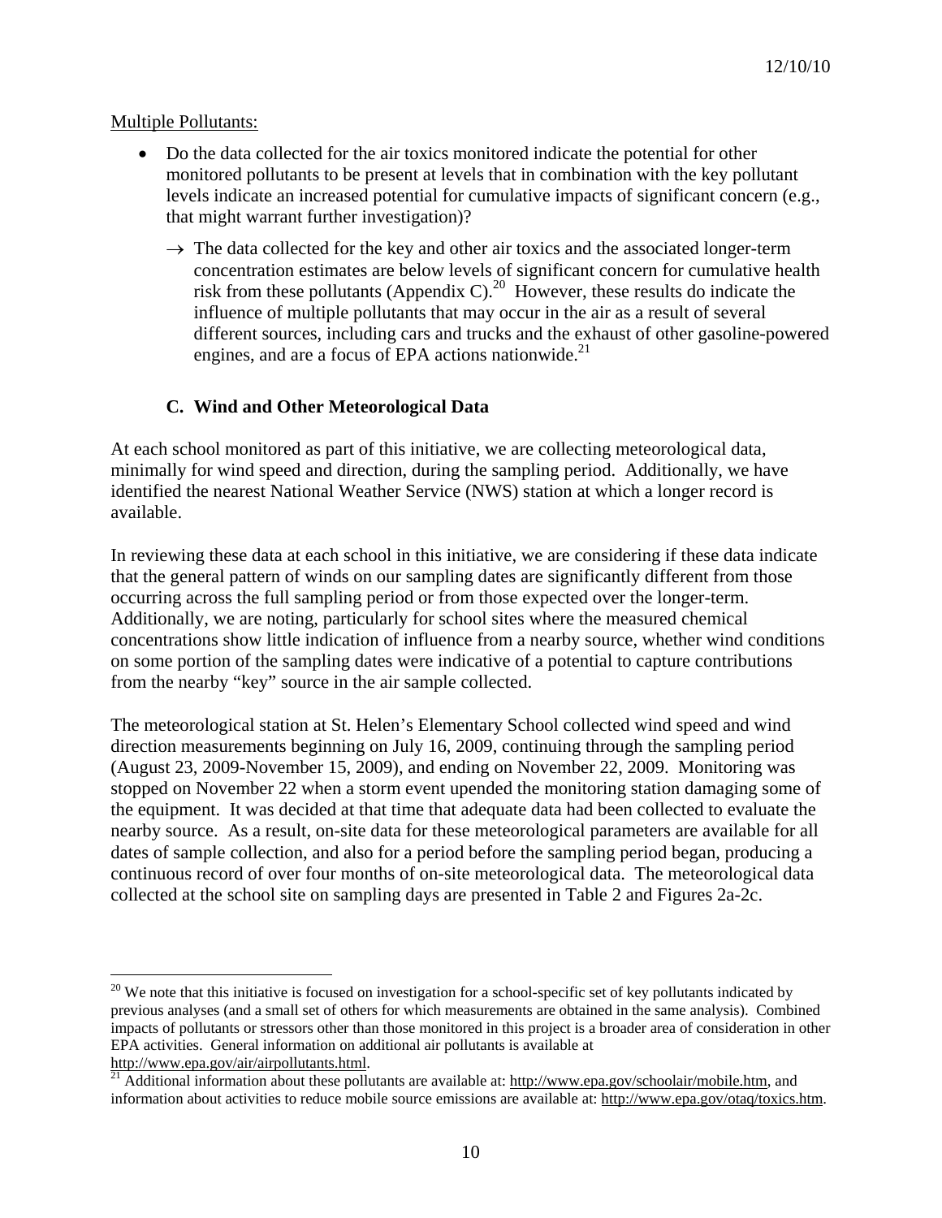Multiple Pollutants:

- Do the data collected for the air toxics monitored indicate the potential for other monitored pollutants to be present at levels that in combination with the key pollutant levels indicate an increased potential for cumulative impacts of significant concern (e.g., that might warrant further investigation)?

  → The data collected for the key and other air toxics and the associated longer-term concentration estimates are below levels of significant concern for cumulative health risk from these pollutants (Appendix C).[20] However, these results do indicate the influence of multiple pollutants that may occur in the air as a result of several different sources, including cars and trucks and the exhaust of other gasoline-powered engines, and are a focus of EPA actions nationwide.[21]

### C. Wind and Other Meteorological Data

At each school monitored as part of this initiative, we are collecting meteorological data, minimally for wind speed and direction, during the sampling period. Additionally, we have identified the nearest National Weather Service (NWS) station at which a longer record is available.

In reviewing these data at each school in this initiative, we are considering if these data indicate that the general pattern of winds on our sampling dates are significantly different from those occurring across the full sampling period or from those expected over the longer-term. Additionally, we are noting, particularly for school sites where the measured chemical concentrations show little indication of influence from a nearby source, whether wind conditions on some portion of the sampling dates were indicative of a potential to capture contributions from the nearby "key" source in the air sample collected.

The meteorological station at St. Helen's Elementary School collected wind speed and wind direction measurements beginning on July 16, 2009, continuing through the sampling period (August 23, 2009-November 15, 2009), and ending on November 22, 2009. Monitoring was stopped on November 22 when a storm event upended the monitoring station damaging some of the equipment. It was decided at that time that adequate data had been collected to evaluate the nearby source. As a result, on-site data for these meteorological parameters are available for all dates of sample collection, and also for a period before the sampling period began, producing a continuous record of over four months of on-site meteorological data. The meteorological data collected at the school site on sampling days are presented in Table 2 and Figures 2a-2c.

---

[20] We note that this initiative is focused on investigation for a school-specific set of key pollutants indicated by previous analyses (and a small set of others for which measurements are obtained in the same analysis). Combined impacts of pollutants or stressors other than those monitored in this project is a broader area of consideration in other EPA activities. General information on additional air pollutants is available at http://www.epa.gov/air/airpollutants.html.

[21] Additional information about these pollutants are available at: http://www.epa.gov/schoolair/mobile.htm, and information about activities to reduce mobile source emissions are available at: http://www.epa.gov/otaq/toxics.htm.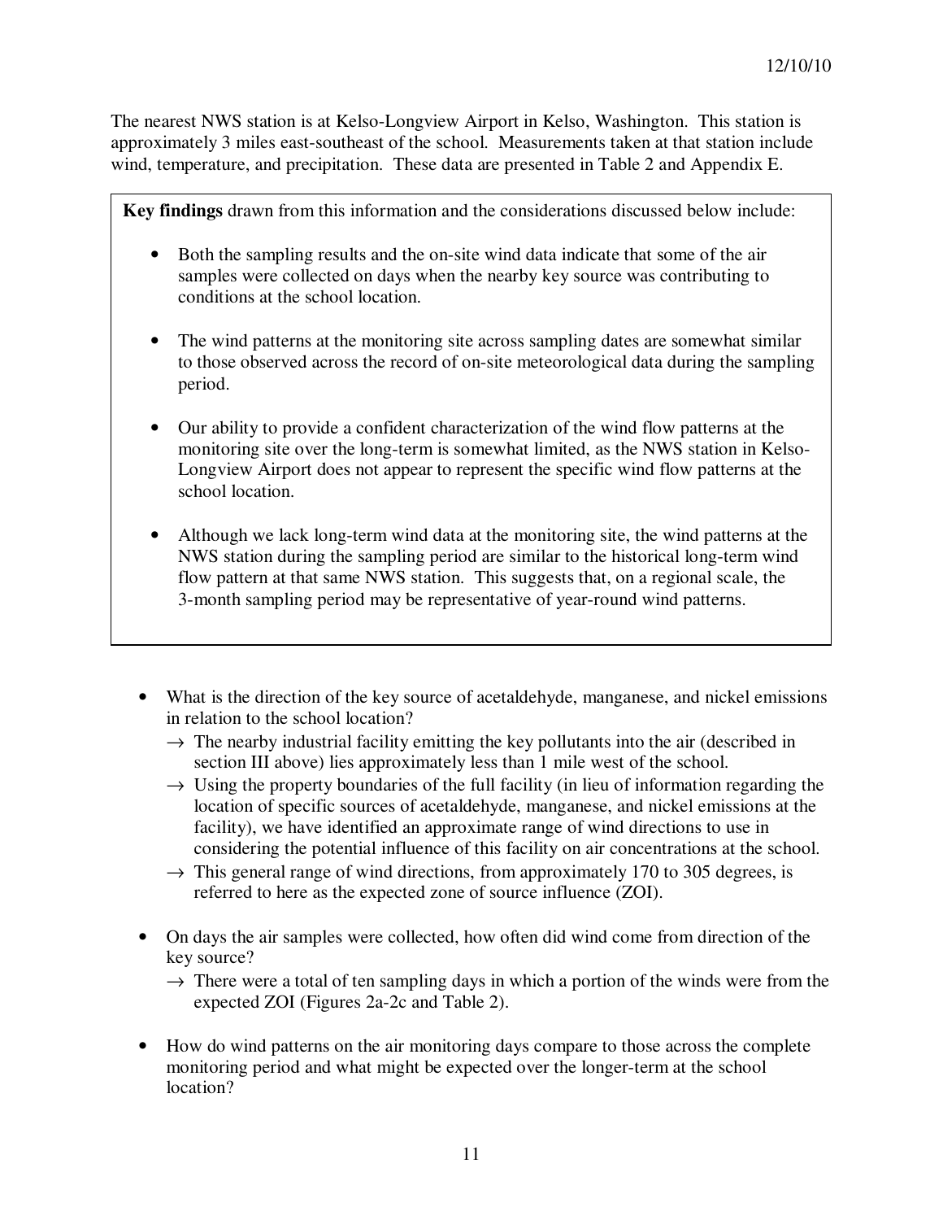The nearest NWS station is at Kelso-Longview Airport in Kelso, Washington. This station is approximately 3 miles east-southeast of the school. Measurements taken at that station include wind, temperature, and precipitation. These data are presented in Table 2 and Appendix E.

> **Key findings** drawn from this information and the considerations discussed below include:
>
> - Both the sampling results and the on-site wind data indicate that some of the air samples were collected on days when the nearby key source was contributing to conditions at the school location.
> - The wind patterns at the monitoring site across sampling dates are somewhat similar to those observed across the record of on-site meteorological data during the sampling period.
> - Our ability to provide a confident characterization of the wind flow patterns at the monitoring site over the long-term is somewhat limited, as the NWS station in Kelso-Longview Airport does not appear to represent the specific wind flow patterns at the school location.
> - Although we lack long-term wind data at the monitoring site, the wind patterns at the NWS station during the sampling period are similar to the historical long-term wind flow pattern at that same NWS station. This suggests that, on a regional scale, the 3-month sampling period may be representative of year-round wind patterns.

- What is the direction of the key source of acetaldehyde, manganese, and nickel emissions in relation to the school location?
  - → The nearby industrial facility emitting the key pollutants into the air (described in section III above) lies approximately less than 1 mile west of the school.
  - → Using the property boundaries of the full facility (in lieu of information regarding the location of specific sources of acetaldehyde, manganese, and nickel emissions at the facility), we have identified an approximate range of wind directions to use in considering the potential influence of this facility on air concentrations at the school.
  - → This general range of wind directions, from approximately 170 to 305 degrees, is referred to here as the expected zone of source influence (ZOI).
- On days the air samples were collected, how often did wind come from direction of the key source?
  - → There were a total of ten sampling days in which a portion of the winds were from the expected ZOI (Figures 2a-2c and Table 2).
- How do wind patterns on the air monitoring days compare to those across the complete monitoring period and what might be expected over the longer-term at the school location?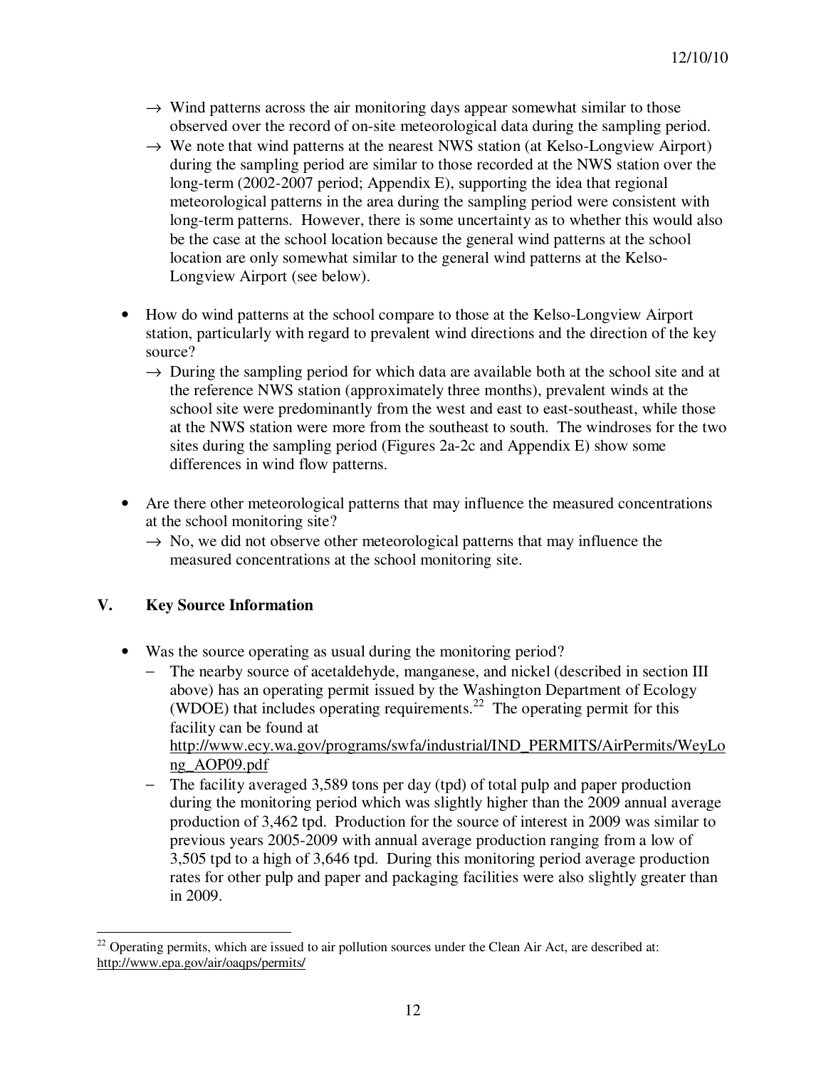- → Wind patterns across the air monitoring days appear somewhat similar to those observed over the record of on-site meteorological data during the sampling period.
- → We note that wind patterns at the nearest NWS station (at Kelso-Longview Airport) during the sampling period are similar to those recorded at the NWS station over the long-term (2002-2007 period; Appendix E), supporting the idea that regional meteorological patterns in the area during the sampling period were consistent with long-term patterns. However, there is some uncertainty as to whether this would also be the case at the school location because the general wind patterns at the school location are only somewhat similar to the general wind patterns at the Kelso-Longview Airport (see below).

- How do wind patterns at the school compare to those at the Kelso-Longview Airport station, particularly with regard to prevalent wind directions and the direction of the key source?
  - → During the sampling period for which data are available both at the school site and at the reference NWS station (approximately three months), prevalent winds at the school site were predominantly from the west and east to east-southeast, while those at the NWS station were more from the southeast to south. The windroses for the two sites during the sampling period (Figures 2a-2c and Appendix E) show some differences in wind flow patterns.

- Are there other meteorological patterns that may influence the measured concentrations at the school monitoring site?
  - → No, we did not observe other meteorological patterns that may influence the measured concentrations at the school monitoring site.

## V. Key Source Information

- Was the source operating as usual during the monitoring period?
  - The nearby source of acetaldehyde, manganese, and nickel (described in section III above) has an operating permit issued by the Washington Department of Ecology (WDOE) that includes operating requirements.[22] The operating permit for this facility can be found at http://www.ecy.wa.gov/programs/swfa/industrial/IND_PERMITS/AirPermits/WeyLong_AOP09.pdf
  - The facility averaged 3,589 tons per day (tpd) of total pulp and paper production during the monitoring period which was slightly higher than the 2009 annual average production of 3,462 tpd. Production for the source of interest in 2009 was similar to previous years 2005-2009 with annual average production ranging from a low of 3,505 tpd to a high of 3,646 tpd. During this monitoring period average production rates for other pulp and paper and packaging facilities were also slightly greater than in 2009.

[22] Operating permits, which are issued to air pollution sources under the Clean Air Act, are described at: http://www.epa.gov/air/oaqps/permits/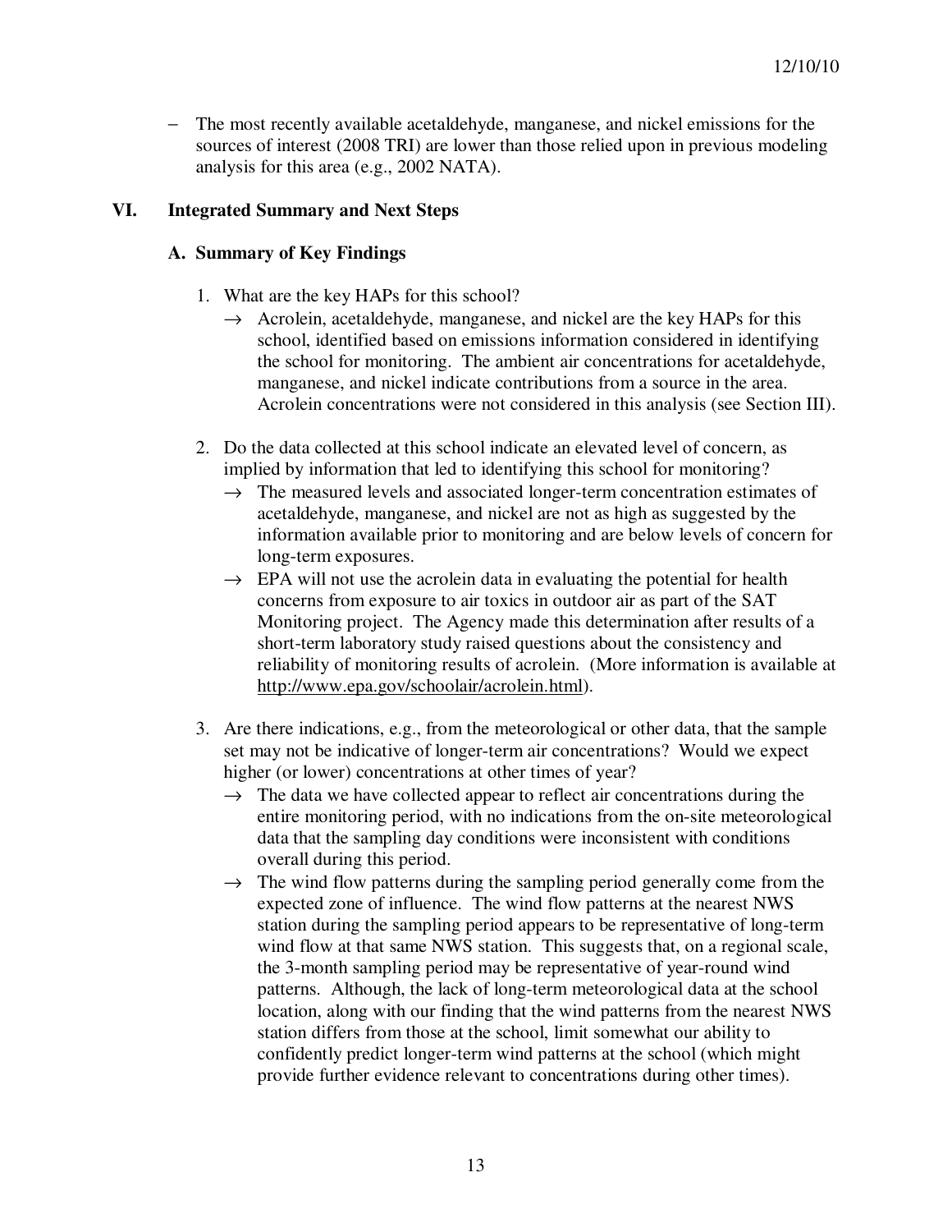- The most recently available acetaldehyde, manganese, and nickel emissions for the sources of interest (2008 TRI) are lower than those relied upon in previous modeling analysis for this area (e.g., 2002 NATA).

## VI. Integrated Summary and Next Steps

### A. Summary of Key Findings

1. What are the key HAPs for this school?
   → Acrolein, acetaldehyde, manganese, and nickel are the key HAPs for this school, identified based on emissions information considered in identifying the school for monitoring. The ambient air concentrations for acetaldehyde, manganese, and nickel indicate contributions from a source in the area. Acrolein concentrations were not considered in this analysis (see Section III).

2. Do the data collected at this school indicate an elevated level of concern, as implied by information that led to identifying this school for monitoring?
   → The measured levels and associated longer-term concentration estimates of acetaldehyde, manganese, and nickel are not as high as suggested by the information available prior to monitoring and are below levels of concern for long-term exposures.
   → EPA will not use the acrolein data in evaluating the potential for health concerns from exposure to air toxics in outdoor air as part of the SAT Monitoring project. The Agency made this determination after results of a short-term laboratory study raised questions about the consistency and reliability of monitoring results of acrolein. (More information is available at http://www.epa.gov/schoolair/acrolein.html).

3. Are there indications, e.g., from the meteorological or other data, that the sample set may not be indicative of longer-term air concentrations? Would we expect higher (or lower) concentrations at other times of year?
   → The data we have collected appear to reflect air concentrations during the entire monitoring period, with no indications from the on-site meteorological data that the sampling day conditions were inconsistent with conditions overall during this period.
   → The wind flow patterns during the sampling period generally come from the expected zone of influence. The wind flow patterns at the nearest NWS station during the sampling period appears to be representative of long-term wind flow at that same NWS station. This suggests that, on a regional scale, the 3-month sampling period may be representative of year-round wind patterns. Although, the lack of long-term meteorological data at the school location, along with our finding that the wind patterns from the nearest NWS station differs from those at the school, limit somewhat our ability to confidently predict longer-term wind patterns at the school (which might provide further evidence relevant to concentrations during other times).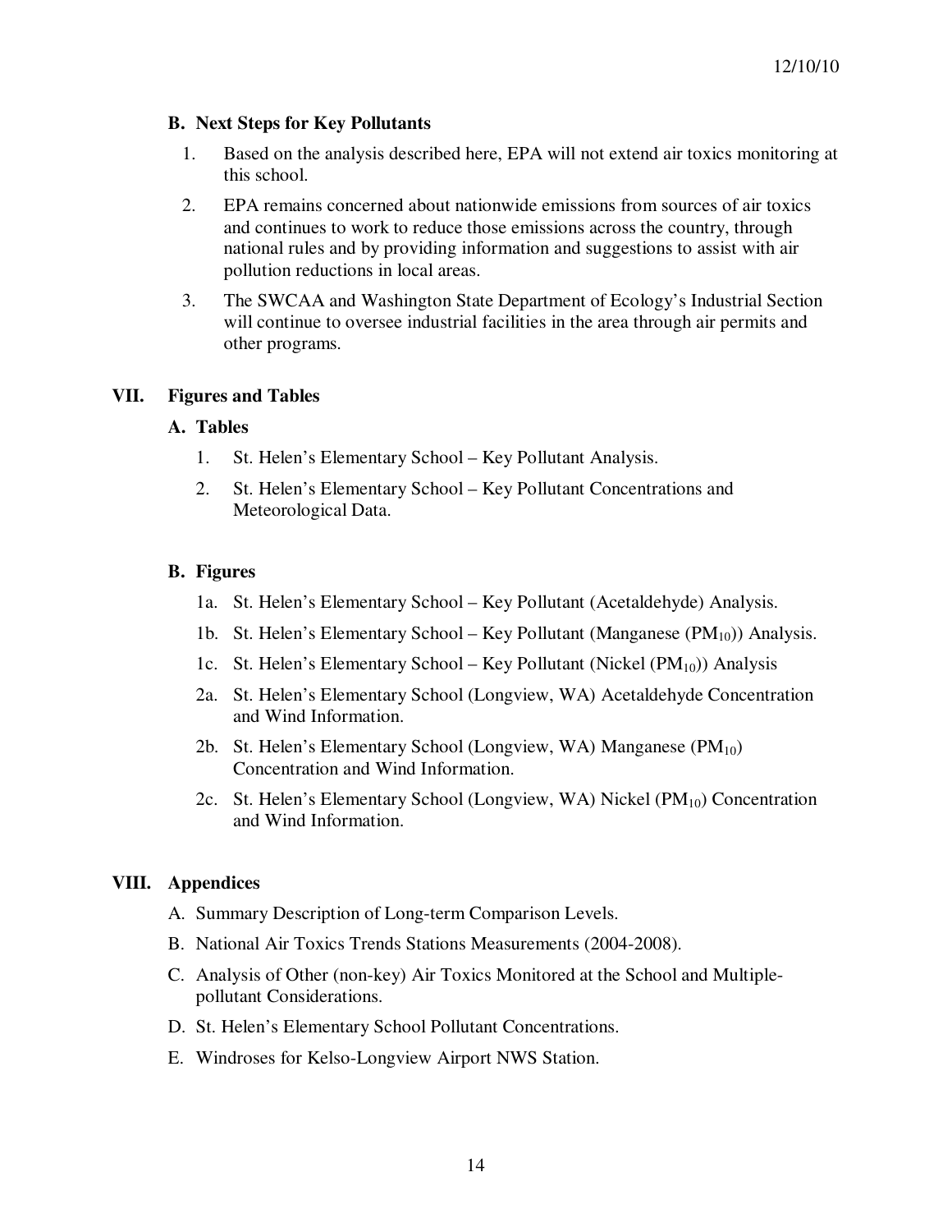### B. Next Steps for Key Pollutants

1. Based on the analysis described here, EPA will not extend air toxics monitoring at this school.
2. EPA remains concerned about nationwide emissions from sources of air toxics and continues to work to reduce those emissions across the country, through national rules and by providing information and suggestions to assist with air pollution reductions in local areas.
3. The SWCAA and Washington State Department of Ecology's Industrial Section will continue to oversee industrial facilities in the area through air permits and other programs.

## VII. Figures and Tables

### A. Tables

1. St. Helen's Elementary School – Key Pollutant Analysis.
2. St. Helen's Elementary School – Key Pollutant Concentrations and Meteorological Data.

### B. Figures

- 1a. St. Helen's Elementary School – Key Pollutant (Acetaldehyde) Analysis.
- 1b. St. Helen's Elementary School – Key Pollutant (Manganese ($PM_{10}$)) Analysis.
- 1c. St. Helen's Elementary School – Key Pollutant (Nickel ($PM_{10}$)) Analysis
- 2a. St. Helen's Elementary School (Longview, WA) Acetaldehyde Concentration and Wind Information.
- 2b. St. Helen's Elementary School (Longview, WA) Manganese ($PM_{10}$) Concentration and Wind Information.
- 2c. St. Helen's Elementary School (Longview, WA) Nickel ($PM_{10}$) Concentration and Wind Information.

## VIII. Appendices

A. Summary Description of Long-term Comparison Levels.

B. National Air Toxics Trends Stations Measurements (2004-2008).

C. Analysis of Other (non-key) Air Toxics Monitored at the School and Multiple-pollutant Considerations.

D. St. Helen's Elementary School Pollutant Concentrations.

E. Windroses for Kelso-Longview Airport NWS Station.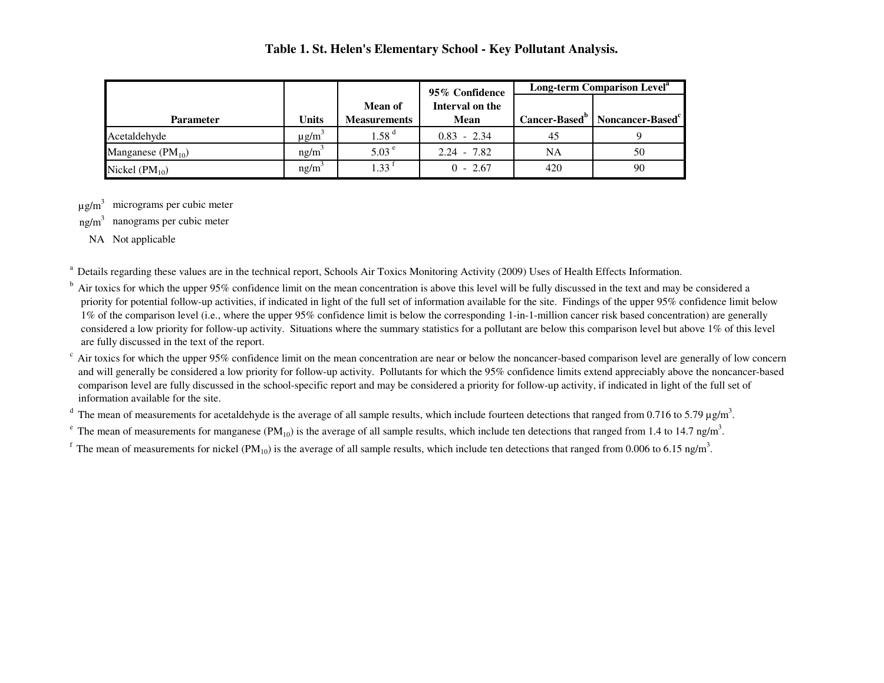**Table 1. St. Helen's Elementary School - Key Pollutant Analysis.**

| Parameter | Units | Mean of Measurements | 95% Confidence Interval on the Mean | Long-term Comparison Level[a] | |
|---|---|---|---|---|---|
| | | | | Cancer-Based[b] | Noncancer-Based[c] |
| Acetaldehyde | µg/m$^3$ | 1.58 [d] | 0.83 - 2.34 | 45 | 9 |
| Manganese ($PM_{10}$) | ng/m$^3$ | 5.03 [e] | 2.24 - 7.82 | NA | 50 |
| Nickel ($PM_{10}$) | ng/m$^3$ | 1.33 [f] | 0 - 2.67 | 420 | 90 |

µg/m$^3$ micrograms per cubic meter

ng/m$^3$ nanograms per cubic meter

NA Not applicable

[a] Details regarding these values are in the technical report, Schools Air Toxics Monitoring Activity (2009) Uses of Health Effects Information.

[b] Air toxics for which the upper 95% confidence limit on the mean concentration is above this level will be fully discussed in the text and may be considered a priority for potential follow-up activities, if indicated in light of the full set of information available for the site. Findings of the upper 95% confidence limit below 1% of the comparison level (i.e., where the upper 95% confidence limit is below the corresponding 1-in-1-million cancer risk based concentration) are generally considered a low priority for follow-up activity. Situations where the summary statistics for a pollutant are below this comparison level but above 1% of this level are fully discussed in the text of the report.

[c] Air toxics for which the upper 95% confidence limit on the mean concentration are near or below the noncancer-based comparison level are generally of low concern and will generally be considered a low priority for follow-up activity. Pollutants for which the 95% confidence limits extend appreciably above the noncancer-based comparison level are fully discussed in the school-specific report and may be considered a priority for follow-up activity, if indicated in light of the full set of information available for the site.

[d] The mean of measurements for acetaldehyde is the average of all sample results, which include fourteen detections that ranged from 0.716 to 5.79 µg/m$^3$.

[e] The mean of measurements for manganese ($PM_{10}$) is the average of all sample results, which include ten detections that ranged from 1.4 to 14.7 ng/m$^3$.

[f] The mean of measurements for nickel ($PM_{10}$) is the average of all sample results, which include ten detections that ranged from 0.006 to 6.15 ng/m$^3$.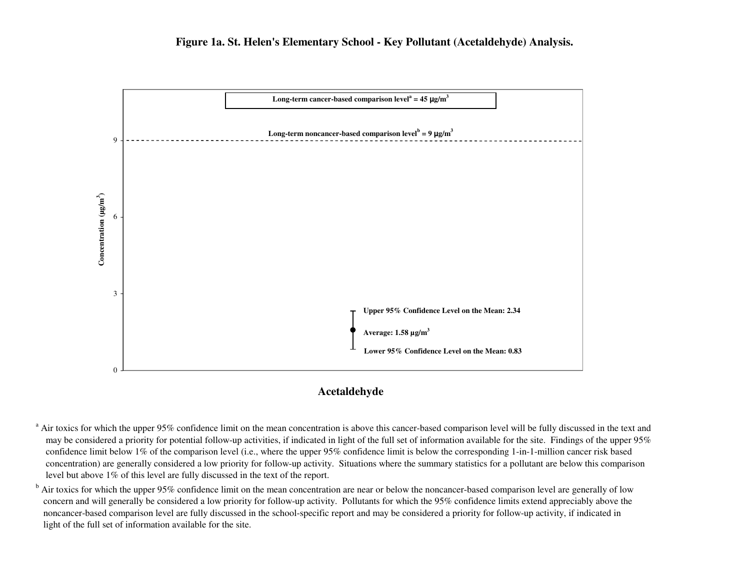**Figure 1a. St. Helen's Elementary School - Key Pollutant (Acetaldehyde) Analysis.**

Long-term cancer-based comparison level[a] = 45 µg/m³

Long-term noncancer-based comparison level[b] = 9 µg/m³

Concentration (µg/m³)

0

3

6

9

Upper 95% Confidence Level on the Mean: 2.34

Average: 1.58 µg/m³

Lower 95% Confidence Level on the Mean: 0.83

**Acetaldehyde**

[a] Air toxics for which the upper 95% confidence limit on the mean concentration is above this cancer-based comparison level will be fully discussed in the text and may be considered a priority for potential follow-up activities, if indicated in light of the full set of information available for the site. Findings of the upper 95% confidence limit below 1% of the comparison level (i.e., where the upper 95% confidence limit is below the corresponding 1-in-1-million cancer risk based concentration) are generally considered a low priority for follow-up activity. Situations where the summary statistics for a pollutant are below this comparison level but above 1% of this level are fully discussed in the text of the report.

[b] Air toxics for which the upper 95% confidence limit on the mean concentration are near or below the noncancer-based comparison level are generally of low concern and will generally be considered a low priority for follow-up activity. Pollutants for which the 95% confidence limits extend appreciably above the noncancer-based comparison level are fully discussed in the school-specific report and may be considered a priority for follow-up activity, if indicated in light of the full set of information available for the site.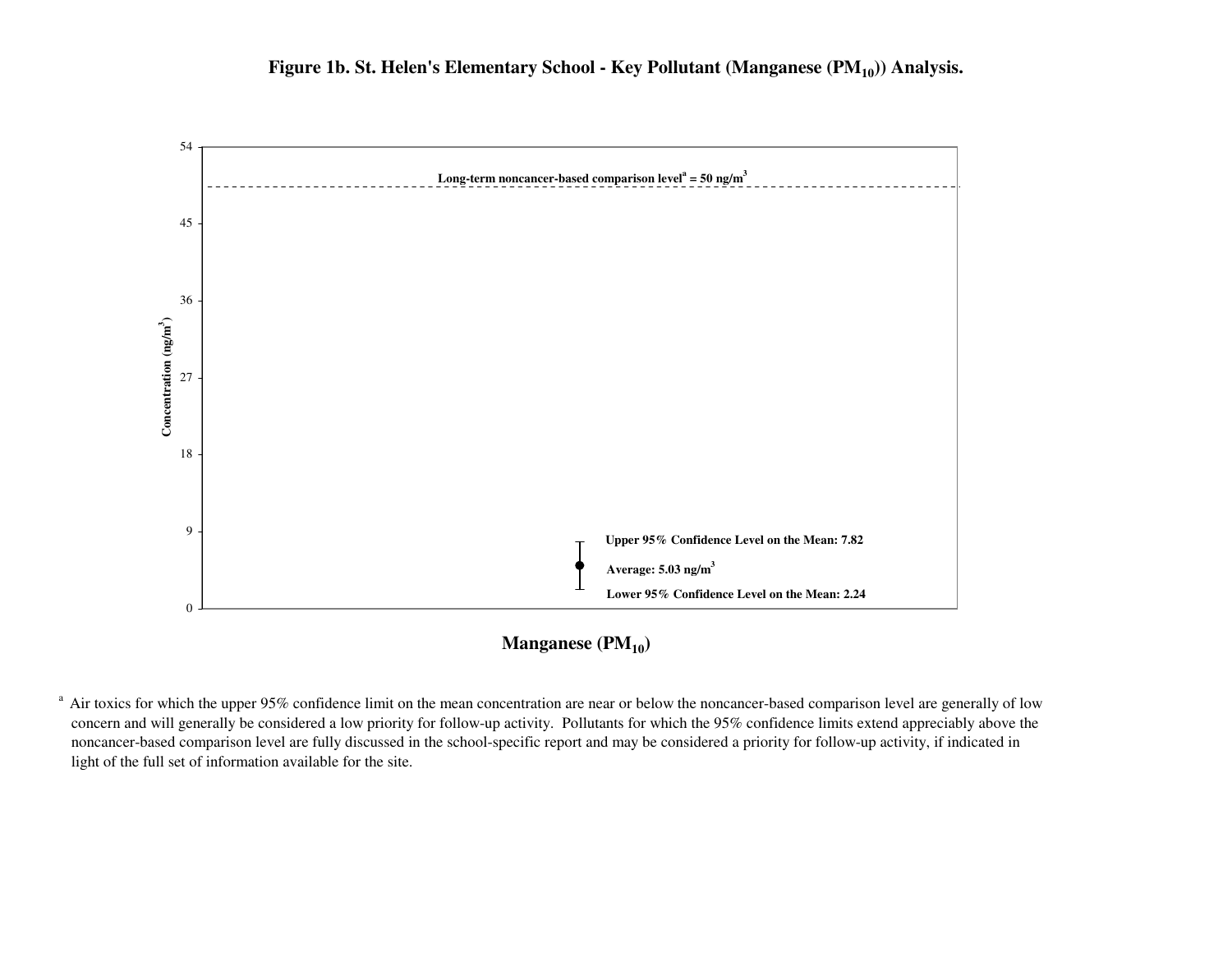**Figure 1b. St. Helen's Elementary School - Key Pollutant (Manganese ($PM_{10}$)) Analysis.**

Long-term noncancer-based comparison level[a] = 50 ng/m$^3$

Upper 95% Confidence Level on the Mean: 7.82

Average: 5.03 ng/m$^3$

Lower 95% Confidence Level on the Mean: 2.24

Concentration (ng/m$^3$)

**Manganese ($PM_{10}$)**

[a] Air toxics for which the upper 95% confidence limit on the mean concentration are near or below the noncancer-based comparison level are generally of low concern and will generally be considered a low priority for follow-up activity. Pollutants for which the 95% confidence limits extend appreciably above the noncancer-based comparison level are fully discussed in the school-specific report and may be considered a priority for follow-up activity, if indicated in light of the full set of information available for the site.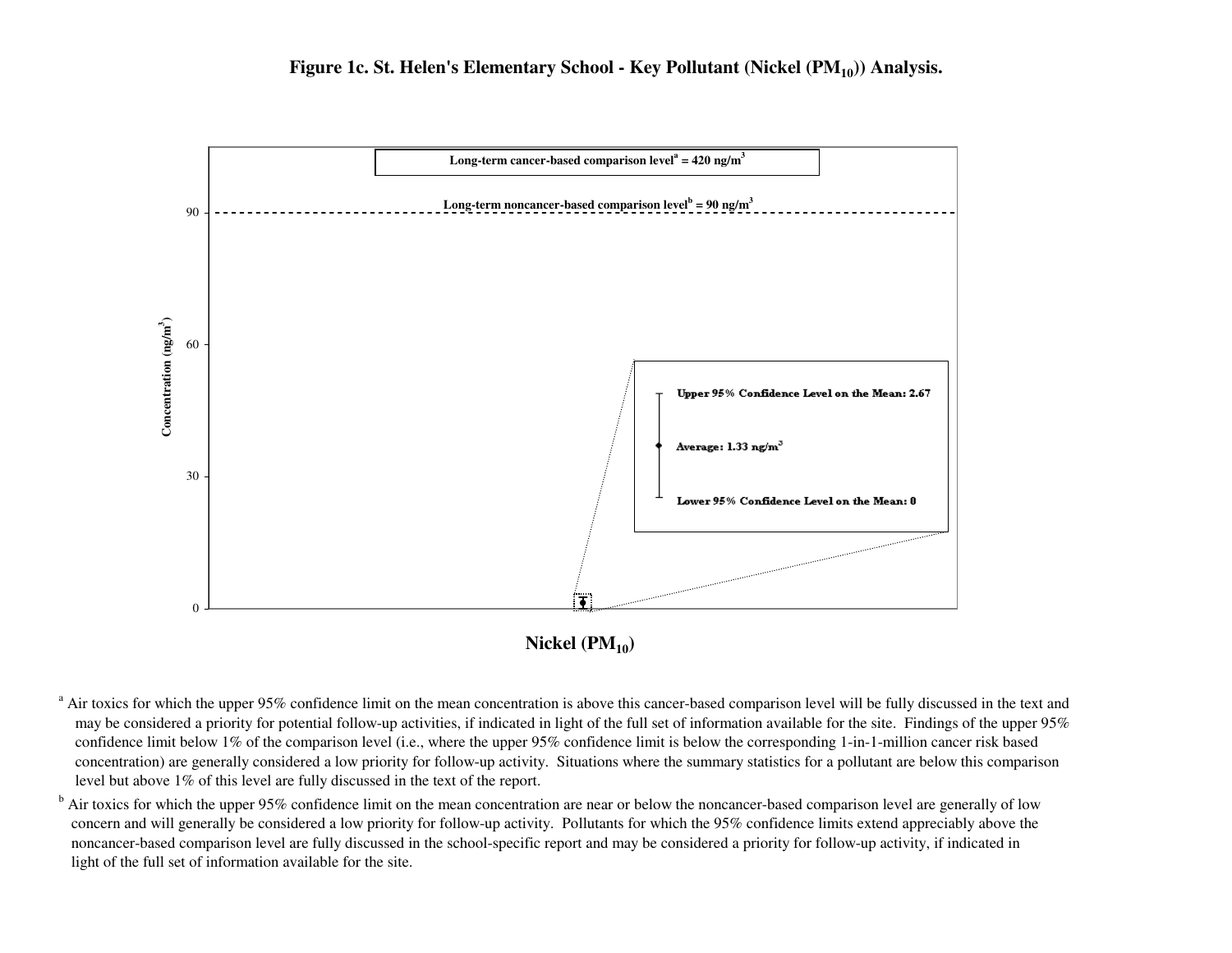# Figure 1c. St. Helen's Elementary School - Key Pollutant (Nickel ($PM_{10}$)) Analysis.

Long-term cancer-based comparison level[a] = 420 ng/m$^3$

Long-term noncancer-based comparison level[b] = 90 ng/m$^3$

Concentration (ng/m$^3$)

90

60

30

0

Upper 95% Confidence Level on the Mean: 2.67

Average: 1.33 ng/m$^3$

Lower 95% Confidence Level on the Mean: 0

Nickel ($PM_{10}$)

[a] Air toxics for which the upper 95% confidence limit on the mean concentration is above this cancer-based comparison level will be fully discussed in the text and may be considered a priority for potential follow-up activities, if indicated in light of the full set of information available for the site. Findings of the upper 95% confidence limit below 1% of the comparison level (i.e., where the upper 95% confidence limit is below the corresponding 1-in-1-million cancer risk based concentration) are generally considered a low priority for follow-up activity. Situations where the summary statistics for a pollutant are below this comparison level but above 1% of this level are fully discussed in the text of the report.

[b] Air toxics for which the upper 95% confidence limit on the mean concentration are near or below the noncancer-based comparison level are generally of low concern and will generally be considered a low priority for follow-up activity. Pollutants for which the 95% confidence limits extend appreciably above the noncancer-based comparison level are fully discussed in the school-specific report and may be considered a priority for follow-up activity, if indicated in light of the full set of information available for the site.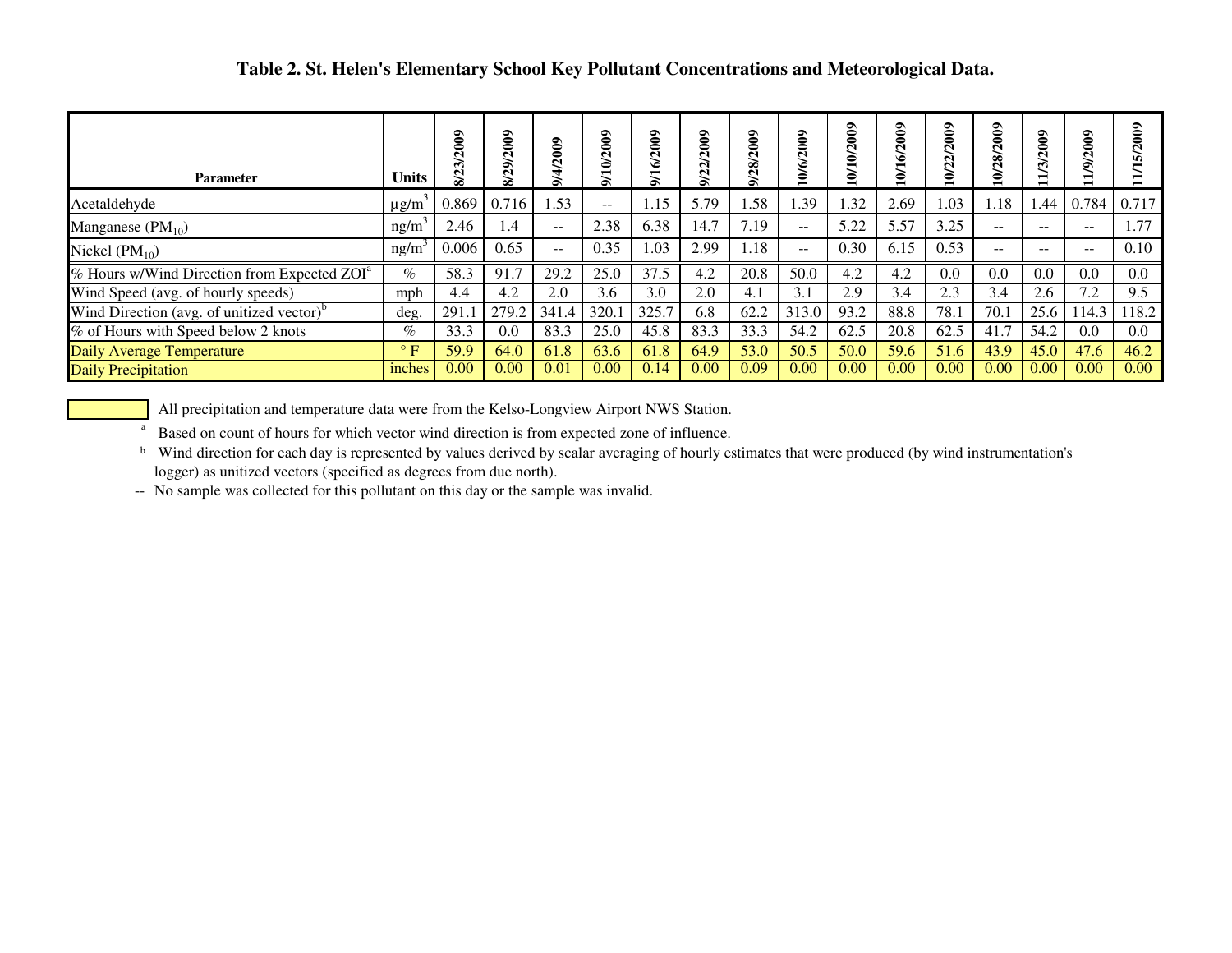**Table 2. St. Helen's Elementary School Key Pollutant Concentrations and Meteorological Data.**

| Parameter | Units | 8/23/2009 | 8/29/2009 | 9/4/2009 | 9/10/2009 | 9/16/2009 | 9/22/2009 | 9/28/2009 | 10/6/2009 | 10/10/2009 | 10/16/2009 | 10/22/2009 | 10/28/2009 | 11/3/2009 | 11/9/2009 | 11/15/2009 |
|---|---|---|---|---|---|---|---|---|---|---|---|---|---|---|---|---|
| Acetaldehyde | $\mu g/m^3$ | 0.869 | 0.716 | 1.53 | -- | 1.15 | 5.79 | 1.58 | 1.39 | 1.32 | 2.69 | 1.03 | 1.18 | 1.44 | 0.784 | 0.717 |
| Manganese ($PM_{10}$) | $ng/m^3$ | 2.46 | 1.4 | -- | 2.38 | 6.38 | 14.7 | 7.19 | -- | 5.22 | 5.57 | 3.25 | -- | -- | -- | 1.77 |
| Nickel ($PM_{10}$) | $ng/m^3$ | 0.006 | 0.65 | -- | 0.35 | 1.03 | 2.99 | 1.18 | -- | 0.30 | 6.15 | 0.53 | -- | -- | -- | 0.10 |
| % Hours w/Wind Direction from Expected ZOI[a] | % | 58.3 | 91.7 | 29.2 | 25.0 | 37.5 | 4.2 | 20.8 | 50.0 | 4.2 | 4.2 | 0.0 | 0.0 | 0.0 | 0.0 | 0.0 |
| Wind Speed (avg. of hourly speeds) | mph | 4.4 | 4.2 | 2.0 | 3.6 | 3.0 | 2.0 | 4.1 | 3.1 | 2.9 | 3.4 | 2.3 | 3.4 | 2.6 | 7.2 | 9.5 |
| Wind Direction (avg. of unitized vector)[b] | deg. | 291.1 | 279.2 | 341.4 | 320.1 | 325.7 | 6.8 | 62.2 | 313.0 | 93.2 | 88.8 | 78.1 | 70.1 | 25.6 | 114.3 | 118.2 |
| % of Hours with Speed below 2 knots | % | 33.3 | 0.0 | 83.3 | 25.0 | 45.8 | 83.3 | 33.3 | 54.2 | 62.5 | 20.8 | 62.5 | 41.7 | 54.2 | 0.0 | 0.0 |
| Daily Average Temperature | ° F | 59.9 | 64.0 | 61.8 | 63.6 | 61.8 | 64.9 | 53.0 | 50.5 | 50.0 | 59.6 | 51.6 | 43.9 | 45.0 | 47.6 | 46.2 |
| Daily Precipitation | inches | 0.00 | 0.00 | 0.01 | 0.00 | 0.14 | 0.00 | 0.09 | 0.00 | 0.00 | 0.00 | 0.00 | 0.00 | 0.00 | 0.00 | 0.00 |

(Highlighted rows) All precipitation and temperature data were from the Kelso-Longview Airport NWS Station.

[a] Based on count of hours for which vector wind direction is from expected zone of influence.

[b] Wind direction for each day is represented by values derived by scalar averaging of hourly estimates that were produced (by wind instrumentation's logger) as unitized vectors (specified as degrees from due north).

-- No sample was collected for this pollutant on this day or the sample was invalid.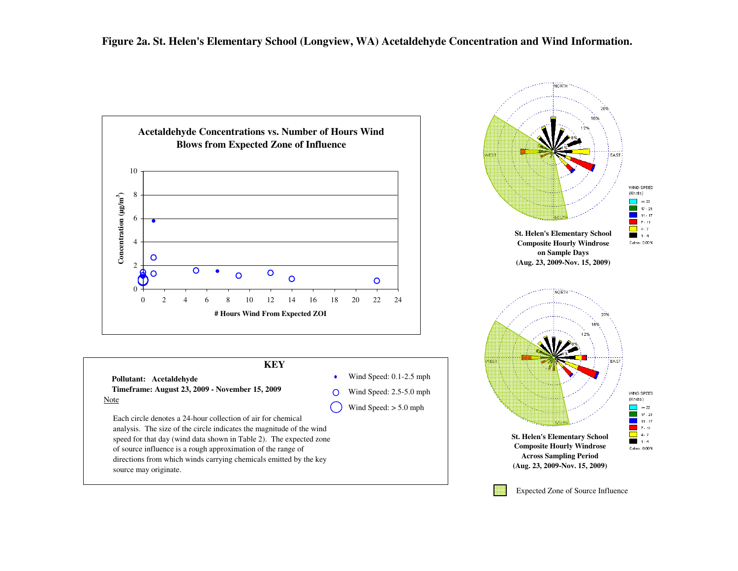# Figure 2a. St. Helen's Elementary School (Longview, WA) Acetaldehyde Concentration and Wind Information.

**Acetaldehyde Concentrations vs. Number of Hours Wind Blows from Expected Zone of Influence**

Concentration (µg/m[3])

# Hours Wind From Expected ZOI

**St. Helen's Elementary School Composite Hourly Windrose on Sample Days (Aug. 23, 2009-Nov. 15, 2009)**

**St. Helen's Elementary School Composite Hourly Windrose Across Sampling Period (Aug. 23, 2009-Nov. 15, 2009)**

Expected Zone of Source Influence

**KEY**

**Pollutant: Acetaldehyde**

**Timeframe: August 23, 2009 - November 15, 2009**

Note

Each circle denotes a 24-hour collection of air for chemical analysis. The size of the circle indicates the magnitude of the wind speed for that day (wind data shown in Table 2). The expected zone of source influence is a rough approximation of the range of directions from which winds carrying chemicals emitted by the key source may originate.

- Wind Speed: 0.1-2.5 mph
- Wind Speed: 2.5-5.0 mph
- Wind Speed: > 5.0 mph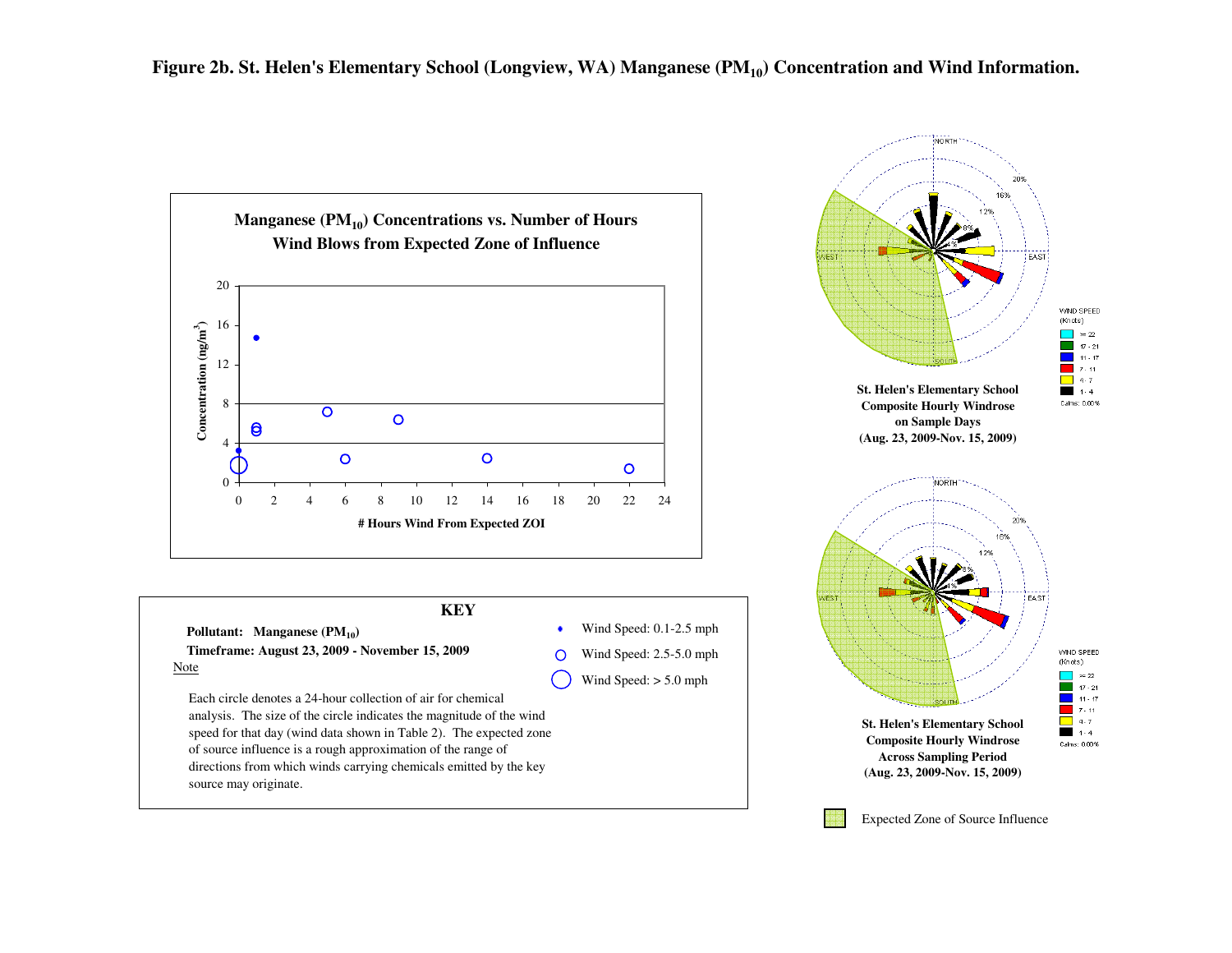# Figure 2b. St. Helen's Elementary School (Longview, WA) Manganese ($PM_{10}$) Concentration and Wind Information.

**Manganese ($PM_{10}$) Concentrations vs. Number of Hours Wind Blows from Expected Zone of Influence**

Concentration (ng/m$^3$)

# Hours Wind From Expected ZOI

**St. Helen's Elementary School Composite Hourly Windrose on Sample Days (Aug. 23, 2009-Nov. 15, 2009)**

**St. Helen's Elementary School Composite Hourly Windrose Across Sampling Period (Aug. 23, 2009-Nov. 15, 2009)**

WIND SPEED (Knots): >= 22; 17 - 21; 11 - 17; 7 - 11; 4 - 7; 1 - 4. Calms: 0.00%

Expected Zone of Source Influence

## KEY

**Pollutant: Manganese ($PM_{10}$)**

**Timeframe: August 23, 2009 - November 15, 2009**

Note

Each circle denotes a 24-hour collection of air for chemical analysis. The size of the circle indicates the magnitude of the wind speed for that day (wind data shown in Table 2). The expected zone of source influence is a rough approximation of the range of directions from which winds carrying chemicals emitted by the key source may originate.

- Wind Speed: 0.1-2.5 mph
- Wind Speed: 2.5-5.0 mph
- Wind Speed: > 5.0 mph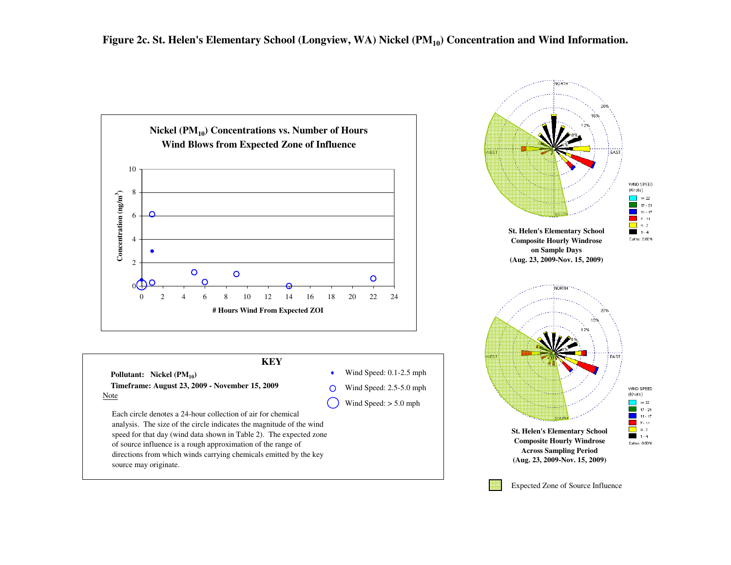# Figure 2c. St. Helen's Elementary School (Longview, WA) Nickel ($PM_{10}$) Concentration and Wind Information.

**Nickel ($PM_{10}$) Concentrations vs. Number of Hours Wind Blows from Expected Zone of Influence**

Concentration ($ng/m^3$)

# Hours Wind From Expected ZOI

**St. Helen's Elementary School Composite Hourly Windrose on Sample Days (Aug. 23, 2009-Nov. 15, 2009)**

**St. Helen's Elementary School Composite Hourly Windrose Across Sampling Period (Aug. 23, 2009-Nov. 15, 2009)**

WIND SPEED (Knots): >= 22; 17 - 21; 11 - 17; 7 - 11; 4 - 7; 1 - 4. Calms: 0.00%

Expected Zone of Source Influence

**KEY**

**Pollutant: Nickel ($PM_{10}$)**

**Timeframe: August 23, 2009 - November 15, 2009**

Note

Each circle denotes a 24-hour collection of air for chemical analysis. The size of the circle indicates the magnitude of the wind speed for that day (wind data shown in Table 2). The expected zone of source influence is a rough approximation of the range of directions from which winds carrying chemicals emitted by the key source may originate.

- Wind Speed: 0.1-2.5 mph
- Wind Speed: 2.5-5.0 mph
- Wind Speed: > 5.0 mph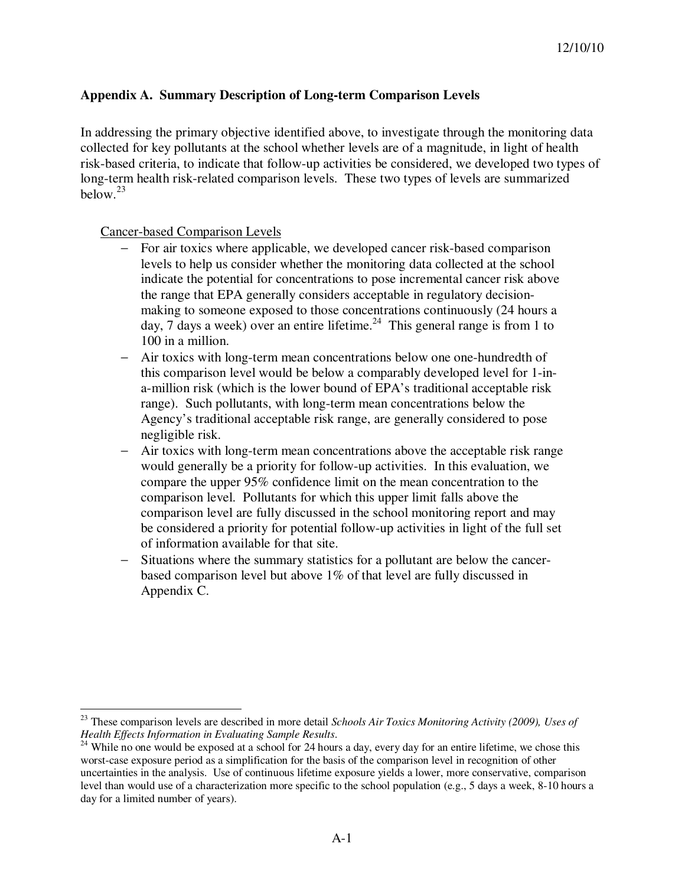## Appendix A. Summary Description of Long-term Comparison Levels

In addressing the primary objective identified above, to investigate through the monitoring data collected for key pollutants at the school whether levels are of a magnitude, in light of health risk-based criteria, to indicate that follow-up activities be considered, we developed two types of long-term health risk-related comparison levels. These two types of levels are summarized below.[23]

Cancer-based Comparison Levels

- For air toxics where applicable, we developed cancer risk-based comparison levels to help us consider whether the monitoring data collected at the school indicate the potential for concentrations to pose incremental cancer risk above the range that EPA generally considers acceptable in regulatory decision-making to someone exposed to those concentrations continuously (24 hours a day, 7 days a week) over an entire lifetime.[24] This general range is from 1 to 100 in a million.
- Air toxics with long-term mean concentrations below one one-hundredth of this comparison level would be below a comparably developed level for 1-in-a-million risk (which is the lower bound of EPA's traditional acceptable risk range). Such pollutants, with long-term mean concentrations below the Agency's traditional acceptable risk range, are generally considered to pose negligible risk.
- Air toxics with long-term mean concentrations above the acceptable risk range would generally be a priority for follow-up activities. In this evaluation, we compare the upper 95% confidence limit on the mean concentration to the comparison level. Pollutants for which this upper limit falls above the comparison level are fully discussed in the school monitoring report and may be considered a priority for potential follow-up activities in light of the full set of information available for that site.
- Situations where the summary statistics for a pollutant are below the cancer-based comparison level but above 1% of that level are fully discussed in Appendix C.

---

[23] These comparison levels are described in more detail *Schools Air Toxics Monitoring Activity (2009), Uses of Health Effects Information in Evaluating Sample Results*.

[24] While no one would be exposed at a school for 24 hours a day, every day for an entire lifetime, we chose this worst-case exposure period as a simplification for the basis of the comparison level in recognition of other uncertainties in the analysis. Use of continuous lifetime exposure yields a lower, more conservative, comparison level than would use of a characterization more specific to the school population (e.g., 5 days a week, 8-10 hours a day for a limited number of years).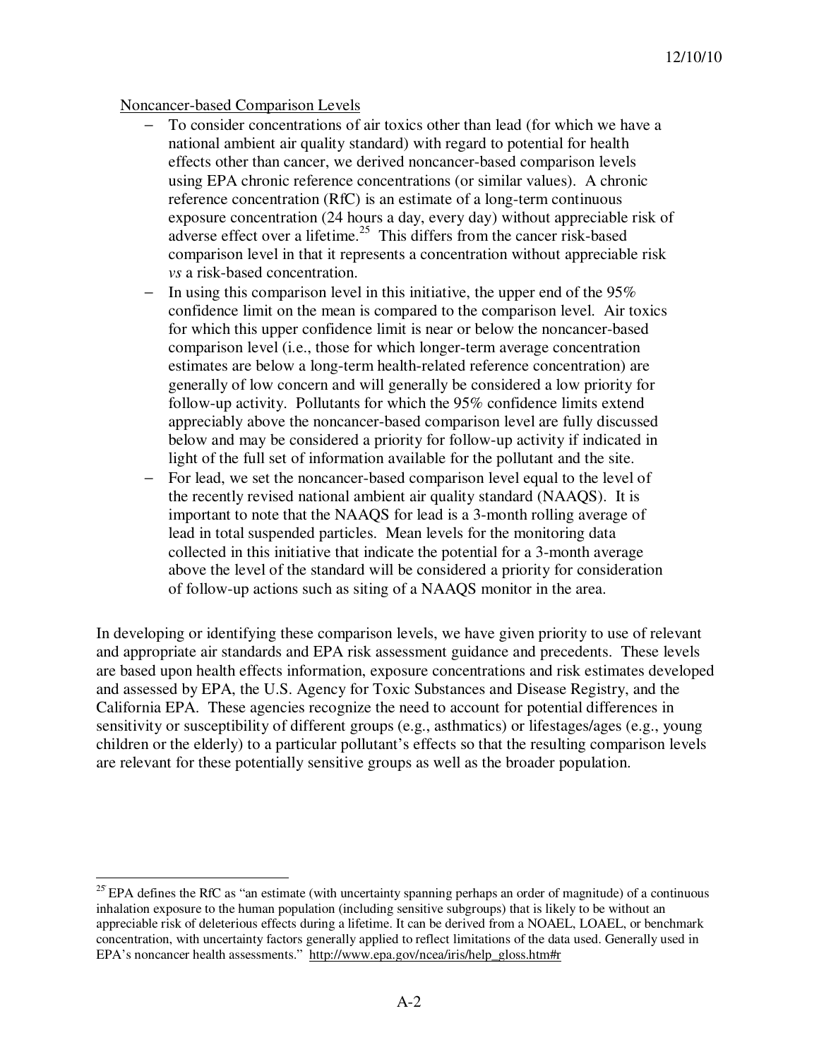Noncancer-based Comparison Levels

- To consider concentrations of air toxics other than lead (for which we have a national ambient air quality standard) with regard to potential for health effects other than cancer, we derived noncancer-based comparison levels using EPA chronic reference concentrations (or similar values). A chronic reference concentration (RfC) is an estimate of a long-term continuous exposure concentration (24 hours a day, every day) without appreciable risk of adverse effect over a lifetime.[25] This differs from the cancer risk-based comparison level in that it represents a concentration without appreciable risk *vs* a risk-based concentration.
- In using this comparison level in this initiative, the upper end of the 95% confidence limit on the mean is compared to the comparison level. Air toxics for which this upper confidence limit is near or below the noncancer-based comparison level (i.e., those for which longer-term average concentration estimates are below a long-term health-related reference concentration) are generally of low concern and will generally be considered a low priority for follow-up activity. Pollutants for which the 95% confidence limits extend appreciably above the noncancer-based comparison level are fully discussed below and may be considered a priority for follow-up activity if indicated in light of the full set of information available for the pollutant and the site.
- For lead, we set the noncancer-based comparison level equal to the level of the recently revised national ambient air quality standard (NAAQS). It is important to note that the NAAQS for lead is a 3-month rolling average of lead in total suspended particles. Mean levels for the monitoring data collected in this initiative that indicate the potential for a 3-month average above the level of the standard will be considered a priority for consideration of follow-up actions such as siting of a NAAQS monitor in the area.

In developing or identifying these comparison levels, we have given priority to use of relevant and appropriate air standards and EPA risk assessment guidance and precedents. These levels are based upon health effects information, exposure concentrations and risk estimates developed and assessed by EPA, the U.S. Agency for Toxic Substances and Disease Registry, and the California EPA. These agencies recognize the need to account for potential differences in sensitivity or susceptibility of different groups (e.g., asthmatics) or lifestages/ages (e.g., young children or the elderly) to a particular pollutant's effects so that the resulting comparison levels are relevant for these potentially sensitive groups as well as the broader population.

[25] EPA defines the RfC as "an estimate (with uncertainty spanning perhaps an order of magnitude) of a continuous inhalation exposure to the human population (including sensitive subgroups) that is likely to be without an appreciable risk of deleterious effects during a lifetime. It can be derived from a NOAEL, LOAEL, or benchmark concentration, with uncertainty factors generally applied to reflect limitations of the data used. Generally used in EPA's noncancer health assessments." http://www.epa.gov/ncea/iris/help_gloss.htm#r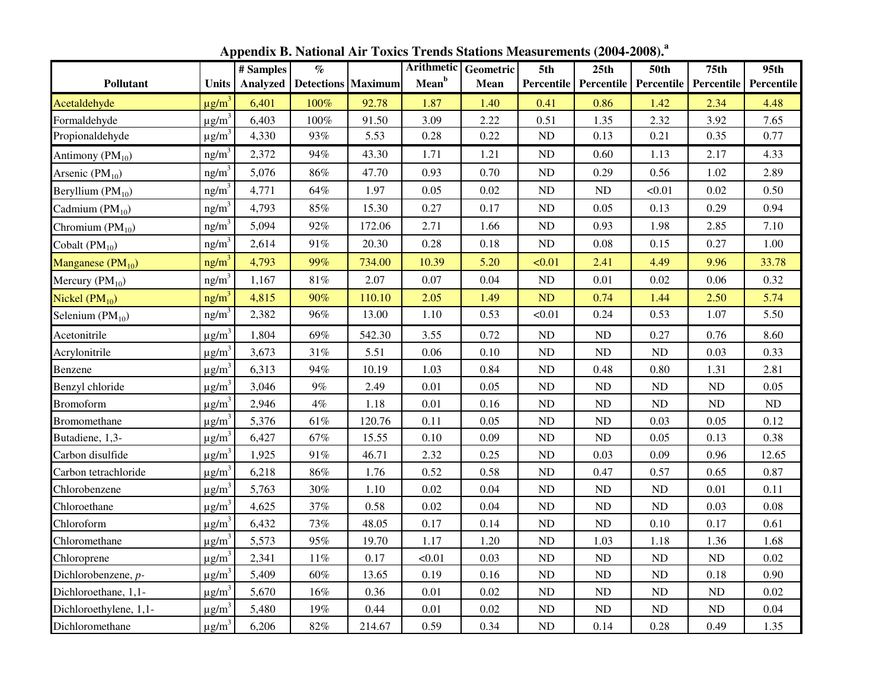## Appendix B. National Air Toxics Trends Stations Measurements (2004-2008).[a]

| Pollutant | Units | # Samples Analyzed | % Detections | Maximum | Arithmetic Mean[b] | Geometric Mean | 5th Percentile | 25th Percentile | 50th Percentile | 75th Percentile | 95th Percentile |
|---|---|---|---|---|---|---|---|---|---|---|---|
| Acetaldehyde | μg/m³ | 6,401 | 100% | 92.78 | 1.87 | 1.40 | 0.41 | 0.86 | 1.42 | 2.34 | 4.48 |
| Formaldehyde | μg/m³ | 6,403 | 100% | 91.50 | 3.09 | 2.22 | 0.51 | 1.35 | 2.32 | 3.92 | 7.65 |
| Propionaldehyde | μg/m³ | 4,330 | 93% | 5.53 | 0.28 | 0.22 | ND | 0.13 | 0.21 | 0.35 | 0.77 |
| Antimony ($PM_{10}$) | ng/m³ | 2,372 | 94% | 43.30 | 1.71 | 1.21 | ND | 0.60 | 1.13 | 2.17 | 4.33 |
| Arsenic ($PM_{10}$) | ng/m³ | 5,076 | 86% | 47.70 | 0.93 | 0.70 | ND | 0.29 | 0.56 | 1.02 | 2.89 |
| Beryllium ($PM_{10}$) | ng/m³ | 4,771 | 64% | 1.97 | 0.05 | 0.02 | ND | ND | <0.01 | 0.02 | 0.50 |
| Cadmium ($PM_{10}$) | ng/m³ | 4,793 | 85% | 15.30 | 0.27 | 0.17 | ND | 0.05 | 0.13 | 0.29 | 0.94 |
| Chromium ($PM_{10}$) | ng/m³ | 5,094 | 92% | 172.06 | 2.71 | 1.66 | ND | 0.93 | 1.98 | 2.85 | 7.10 |
| Cobalt ($PM_{10}$) | ng/m³ | 2,614 | 91% | 20.30 | 0.28 | 0.18 | ND | 0.08 | 0.15 | 0.27 | 1.00 |
| Manganese ($PM_{10}$) | ng/m³ | 4,793 | 99% | 734.00 | 10.39 | 5.20 | <0.01 | 2.41 | 4.49 | 9.96 | 33.78 |
| Mercury ($PM_{10}$) | ng/m³ | 1,167 | 81% | 2.07 | 0.07 | 0.04 | ND | 0.01 | 0.02 | 0.06 | 0.32 |
| Nickel ($PM_{10}$) | ng/m³ | 4,815 | 90% | 110.10 | 2.05 | 1.49 | ND | 0.74 | 1.44 | 2.50 | 5.74 |
| Selenium ($PM_{10}$) | ng/m³ | 2,382 | 96% | 13.00 | 1.10 | 0.53 | <0.01 | 0.24 | 0.53 | 1.07 | 5.50 |
| Acetonitrile | μg/m³ | 1,804 | 69% | 542.30 | 3.55 | 0.72 | ND | ND | 0.27 | 0.76 | 8.60 |
| Acrylonitrile | μg/m³ | 3,673 | 31% | 5.51 | 0.06 | 0.10 | ND | ND | ND | 0.03 | 0.33 |
| Benzene | μg/m³ | 6,313 | 94% | 10.19 | 1.03 | 0.84 | ND | 0.48 | 0.80 | 1.31 | 2.81 |
| Benzyl chloride | μg/m³ | 3,046 | 9% | 2.49 | 0.01 | 0.05 | ND | ND | ND | ND | 0.05 |
| Bromoform | μg/m³ | 2,946 | 4% | 1.18 | 0.01 | 0.16 | ND | ND | ND | ND | ND |
| Bromomethane | μg/m³ | 5,376 | 61% | 120.76 | 0.11 | 0.05 | ND | ND | 0.03 | 0.05 | 0.12 |
| Butadiene, 1,3- | μg/m³ | 6,427 | 67% | 15.55 | 0.10 | 0.09 | ND | ND | 0.05 | 0.13 | 0.38 |
| Carbon disulfide | μg/m³ | 1,925 | 91% | 46.71 | 2.32 | 0.25 | ND | 0.03 | 0.09 | 0.96 | 12.65 |
| Carbon tetrachloride | μg/m³ | 6,218 | 86% | 1.76 | 0.52 | 0.58 | ND | 0.47 | 0.57 | 0.65 | 0.87 |
| Chlorobenzene | μg/m³ | 5,763 | 30% | 1.10 | 0.02 | 0.04 | ND | ND | ND | 0.01 | 0.11 |
| Chloroethane | μg/m³ | 4,625 | 37% | 0.58 | 0.02 | 0.04 | ND | ND | ND | 0.03 | 0.08 |
| Chloroform | μg/m³ | 6,432 | 73% | 48.05 | 0.17 | 0.14 | ND | ND | 0.10 | 0.17 | 0.61 |
| Chloromethane | μg/m³ | 5,573 | 95% | 19.70 | 1.17 | 1.20 | ND | 1.03 | 1.18 | 1.36 | 1.68 |
| Chloroprene | μg/m³ | 2,341 | 11% | 0.17 | <0.01 | 0.03 | ND | ND | ND | ND | 0.02 |
| Dichlorobenzene, *p*- | μg/m³ | 5,409 | 60% | 13.65 | 0.19 | 0.16 | ND | ND | ND | 0.18 | 0.90 |
| Dichloroethane, 1,1- | μg/m³ | 5,670 | 16% | 0.36 | 0.01 | 0.02 | ND | ND | ND | ND | 0.02 |
| Dichloroethylene, 1,1- | μg/m³ | 5,480 | 19% | 0.44 | 0.01 | 0.02 | ND | ND | ND | ND | 0.04 |
| Dichloromethane | μg/m³ | 6,206 | 82% | 214.67 | 0.59 | 0.34 | ND | 0.14 | 0.28 | 0.49 | 1.35 |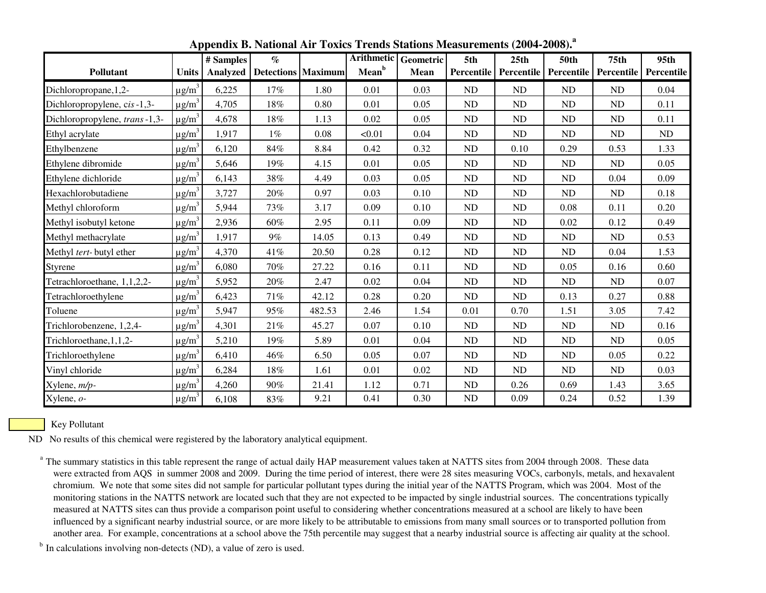## Appendix B. National Air Toxics Trends Stations Measurements (2004-2008).[a]

| Pollutant | Units | # Samples Analyzed | % Detections | Maximum | Arithmetic Mean[b] | Geometric Mean | 5th Percentile | 25th Percentile | 50th Percentile | 75th Percentile | 95th Percentile |
|---|---|---|---|---|---|---|---|---|---|---|---|
| Dichloropropane,1,2- | $\mu g/m^3$ | 6,225 | 17% | 1.80 | 0.01 | 0.03 | ND | ND | ND | ND | 0.04 |
| Dichloropropylene, *cis*-1,3- | $\mu g/m^3$ | 4,705 | 18% | 0.80 | 0.01 | 0.05 | ND | ND | ND | ND | 0.11 |
| Dichloropropylene, *trans*-1,3- | $\mu g/m^3$ | 4,678 | 18% | 1.13 | 0.02 | 0.05 | ND | ND | ND | ND | 0.11 |
| Ethyl acrylate | $\mu g/m^3$ | 1,917 | 1% | 0.08 | <0.01 | 0.04 | ND | ND | ND | ND | ND |
| Ethylbenzene | $\mu g/m^3$ | 6,120 | 84% | 8.84 | 0.42 | 0.32 | ND | 0.10 | 0.29 | 0.53 | 1.33 |
| Ethylene dibromide | $\mu g/m^3$ | 5,646 | 19% | 4.15 | 0.01 | 0.05 | ND | ND | ND | ND | 0.05 |
| Ethylene dichloride | $\mu g/m^3$ | 6,143 | 38% | 4.49 | 0.03 | 0.05 | ND | ND | ND | 0.04 | 0.09 |
| Hexachlorobutadiene | $\mu g/m^3$ | 3,727 | 20% | 0.97 | 0.03 | 0.10 | ND | ND | ND | ND | 0.18 |
| Methyl chloroform | $\mu g/m^3$ | 5,944 | 73% | 3.17 | 0.09 | 0.10 | ND | ND | 0.08 | 0.11 | 0.20 |
| Methyl isobutyl ketone | $\mu g/m^3$ | 2,936 | 60% | 2.95 | 0.11 | 0.09 | ND | ND | 0.02 | 0.12 | 0.49 |
| Methyl methacrylate | $\mu g/m^3$ | 1,917 | 9% | 14.05 | 0.13 | 0.49 | ND | ND | ND | ND | 0.53 |
| Methyl *tert*-butyl ether | $\mu g/m^3$ | 4,370 | 41% | 20.50 | 0.28 | 0.12 | ND | ND | ND | 0.04 | 1.53 |
| Styrene | $\mu g/m^3$ | 6,080 | 70% | 27.22 | 0.16 | 0.11 | ND | ND | 0.05 | 0.16 | 0.60 |
| Tetrachloroethane, 1,1,2,2- | $\mu g/m^3$ | 5,952 | 20% | 2.47 | 0.02 | 0.04 | ND | ND | ND | ND | 0.07 |
| Tetrachloroethylene | $\mu g/m^3$ | 6,423 | 71% | 42.12 | 0.28 | 0.20 | ND | ND | 0.13 | 0.27 | 0.88 |
| Toluene | $\mu g/m^3$ | 5,947 | 95% | 482.53 | 2.46 | 1.54 | 0.01 | 0.70 | 1.51 | 3.05 | 7.42 |
| Trichlorobenzene, 1,2,4- | $\mu g/m^3$ | 4,301 | 21% | 45.27 | 0.07 | 0.10 | ND | ND | ND | ND | 0.16 |
| Trichloroethane,1,1,2- | $\mu g/m^3$ | 5,210 | 19% | 5.89 | 0.01 | 0.04 | ND | ND | ND | ND | 0.05 |
| Trichloroethylene | $\mu g/m^3$ | 6,410 | 46% | 6.50 | 0.05 | 0.07 | ND | ND | ND | 0.05 | 0.22 |
| Vinyl chloride | $\mu g/m^3$ | 6,284 | 18% | 1.61 | 0.01 | 0.02 | ND | ND | ND | ND | 0.03 |
| Xylene, *m/p*- | $\mu g/m^3$ | 4,260 | 90% | 21.41 | 1.12 | 0.71 | ND | 0.26 | 0.69 | 1.43 | 3.65 |
| Xylene, *o*- | $\mu g/m^3$ | 6,108 | 83% | 9.21 | 0.41 | 0.30 | ND | 0.09 | 0.24 | 0.52 | 1.39 |

Key Pollutant

ND No results of this chemical were registered by the laboratory analytical equipment.

[a] The summary statistics in this table represent the range of actual daily HAP measurement values taken at NATTS sites from 2004 through 2008. These data were extracted from AQS in summer 2008 and 2009. During the time period of interest, there were 28 sites measuring VOCs, carbonyls, metals, and hexavalent chromium. We note that some sites did not sample for particular pollutant types during the initial year of the NATTS Program, which was 2004. Most of the monitoring stations in the NATTS network are located such that they are not expected to be impacted by single industrial sources. The concentrations typically measured at NATTS sites can thus provide a comparison point useful to considering whether concentrations measured at a school are likely to have been influenced by a significant nearby industrial source, or are more likely to be attributable to emissions from many small sources or to transported pollution from another area. For example, concentrations at a school above the 75th percentile may suggest that a nearby industrial source is affecting air quality at the school.

[b] In calculations involving non-detects (ND), a value of zero is used.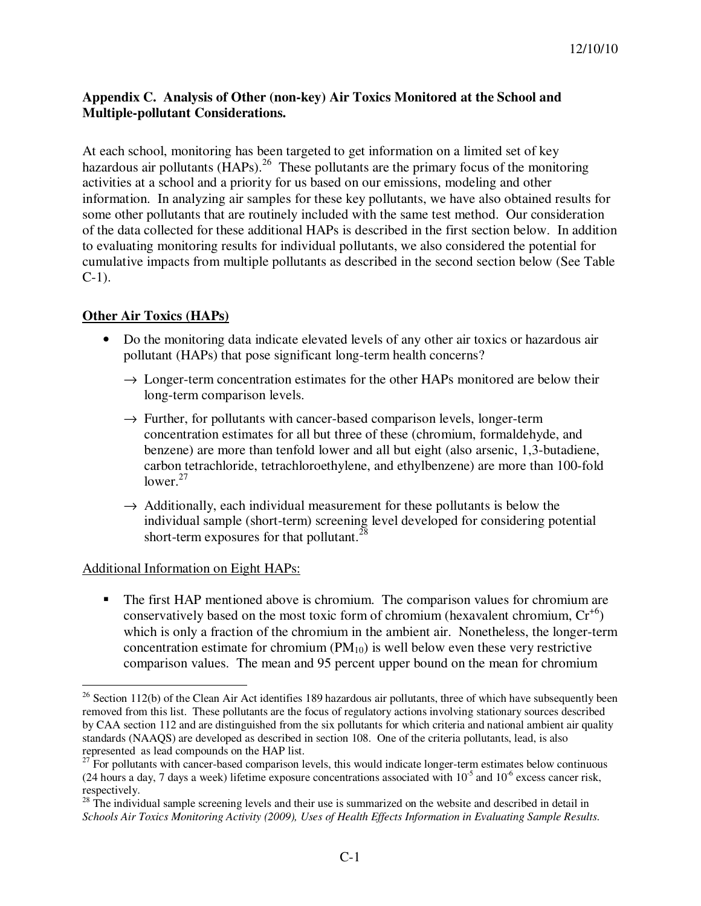**Appendix C. Analysis of Other (non-key) Air Toxics Monitored at the School and Multiple-pollutant Considerations.**

At each school, monitoring has been targeted to get information on a limited set of key hazardous air pollutants (HAPs).[26] These pollutants are the primary focus of the monitoring activities at a school and a priority for us based on our emissions, modeling and other information. In analyzing air samples for these key pollutants, we have also obtained results for some other pollutants that are routinely included with the same test method. Our consideration of the data collected for these additional HAPs is described in the first section below. In addition to evaluating monitoring results for individual pollutants, we also considered the potential for cumulative impacts from multiple pollutants as described in the second section below (See Table C-1).

**Other Air Toxics (HAPs)**

- Do the monitoring data indicate elevated levels of any other air toxics or hazardous air pollutant (HAPs) that pose significant long-term health concerns?
  - → Longer-term concentration estimates for the other HAPs monitored are below their long-term comparison levels.
  - → Further, for pollutants with cancer-based comparison levels, longer-term concentration estimates for all but three of these (chromium, formaldehyde, and benzene) are more than tenfold lower and all but eight (also arsenic, 1,3-butadiene, carbon tetrachloride, tetrachloroethylene, and ethylbenzene) are more than 100-fold lower.[27]
  - → Additionally, each individual measurement for these pollutants is below the individual sample (short-term) screening level developed for considering potential short-term exposures for that pollutant.[28]

Additional Information on Eight HAPs:

- The first HAP mentioned above is chromium. The comparison values for chromium are conservatively based on the most toxic form of chromium (hexavalent chromium, $Cr^{+6}$) which is only a fraction of the chromium in the ambient air. Nonetheless, the longer-term concentration estimate for chromium ($PM_{10}$) is well below even these very restrictive comparison values. The mean and 95 percent upper bound on the mean for chromium

---

[26] Section 112(b) of the Clean Air Act identifies 189 hazardous air pollutants, three of which have subsequently been removed from this list. These pollutants are the focus of regulatory actions involving stationary sources described by CAA section 112 and are distinguished from the six pollutants for which criteria and national ambient air quality standards (NAAQS) are developed as described in section 108. One of the criteria pollutants, lead, is also represented as lead compounds on the HAP list.

[27] For pollutants with cancer-based comparison levels, this would indicate longer-term estimates below continuous (24 hours a day, 7 days a week) lifetime exposure concentrations associated with $10^{-5}$ and $10^{-6}$ excess cancer risk, respectively.

[28] The individual sample screening levels and their use is summarized on the website and described in detail in *Schools Air Toxics Monitoring Activity (2009), Uses of Health Effects Information in Evaluating Sample Results.*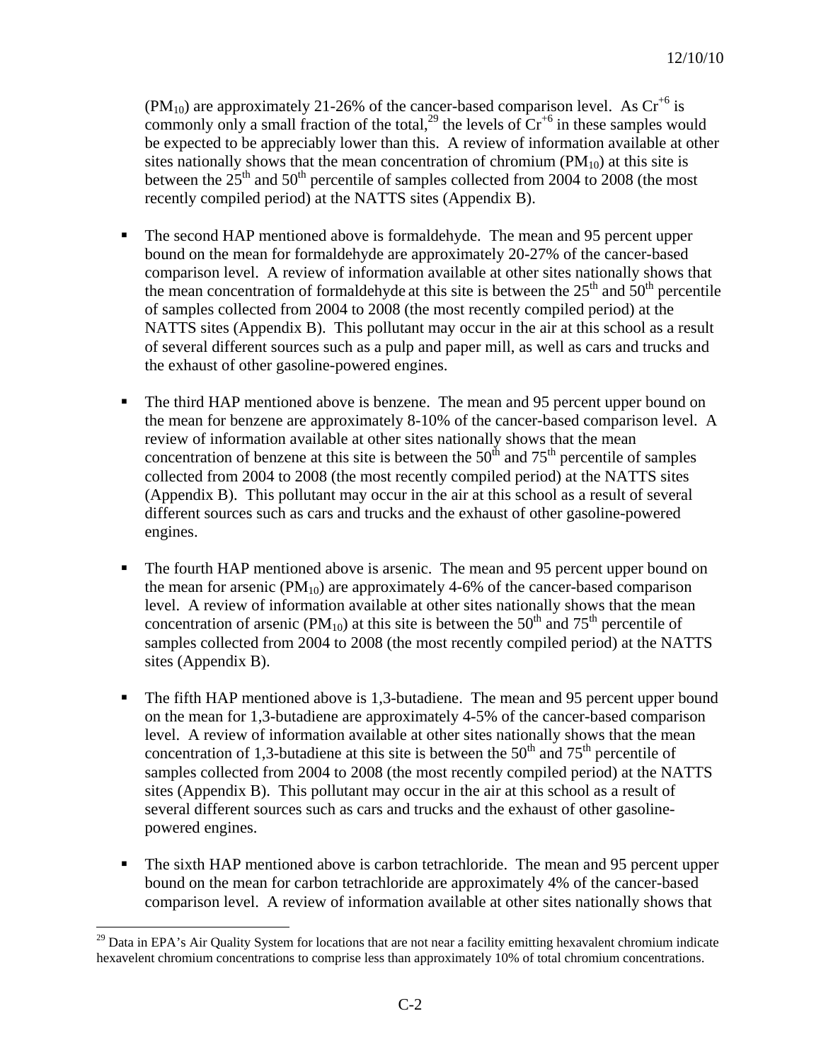($PM_{10}$) are approximately 21-26% of the cancer-based comparison level. As $Cr^{+6}$ is commonly only a small fraction of the total,[29] the levels of $Cr^{+6}$ in these samples would be expected to be appreciably lower than this. A review of information available at other sites nationally shows that the mean concentration of chromium ($PM_{10}$) at this site is between the 25th and 50th percentile of samples collected from 2004 to 2008 (the most recently compiled period) at the NATTS sites (Appendix B).

- The second HAP mentioned above is formaldehyde. The mean and 95 percent upper bound on the mean for formaldehyde are approximately 20-27% of the cancer-based comparison level. A review of information available at other sites nationally shows that the mean concentration of formaldehyde at this site is between the 25th and 50th percentile of samples collected from 2004 to 2008 (the most recently compiled period) at the NATTS sites (Appendix B). This pollutant may occur in the air at this school as a result of several different sources such as a pulp and paper mill, as well as cars and trucks and the exhaust of other gasoline-powered engines.

- The third HAP mentioned above is benzene. The mean and 95 percent upper bound on the mean for benzene are approximately 8-10% of the cancer-based comparison level. A review of information available at other sites nationally shows that the mean concentration of benzene at this site is between the 50th and 75th percentile of samples collected from 2004 to 2008 (the most recently compiled period) at the NATTS sites (Appendix B). This pollutant may occur in the air at this school as a result of several different sources such as cars and trucks and the exhaust of other gasoline-powered engines.

- The fourth HAP mentioned above is arsenic. The mean and 95 percent upper bound on the mean for arsenic ($PM_{10}$) are approximately 4-6% of the cancer-based comparison level. A review of information available at other sites nationally shows that the mean concentration of arsenic ($PM_{10}$) at this site is between the 50th and 75th percentile of samples collected from 2004 to 2008 (the most recently compiled period) at the NATTS sites (Appendix B).

- The fifth HAP mentioned above is 1,3-butadiene. The mean and 95 percent upper bound on the mean for 1,3-butadiene are approximately 4-5% of the cancer-based comparison level. A review of information available at other sites nationally shows that the mean concentration of 1,3-butadiene at this site is between the 50th and 75th percentile of samples collected from 2004 to 2008 (the most recently compiled period) at the NATTS sites (Appendix B). This pollutant may occur in the air at this school as a result of several different sources such as cars and trucks and the exhaust of other gasoline-powered engines.

- The sixth HAP mentioned above is carbon tetrachloride. The mean and 95 percent upper bound on the mean for carbon tetrachloride are approximately 4% of the cancer-based comparison level. A review of information available at other sites nationally shows that

---

[29] Data in EPA's Air Quality System for locations that are not near a facility emitting hexavelent chromium indicate hexavelent chromium concentrations to comprise less than approximately 10% of total chromium concentrations.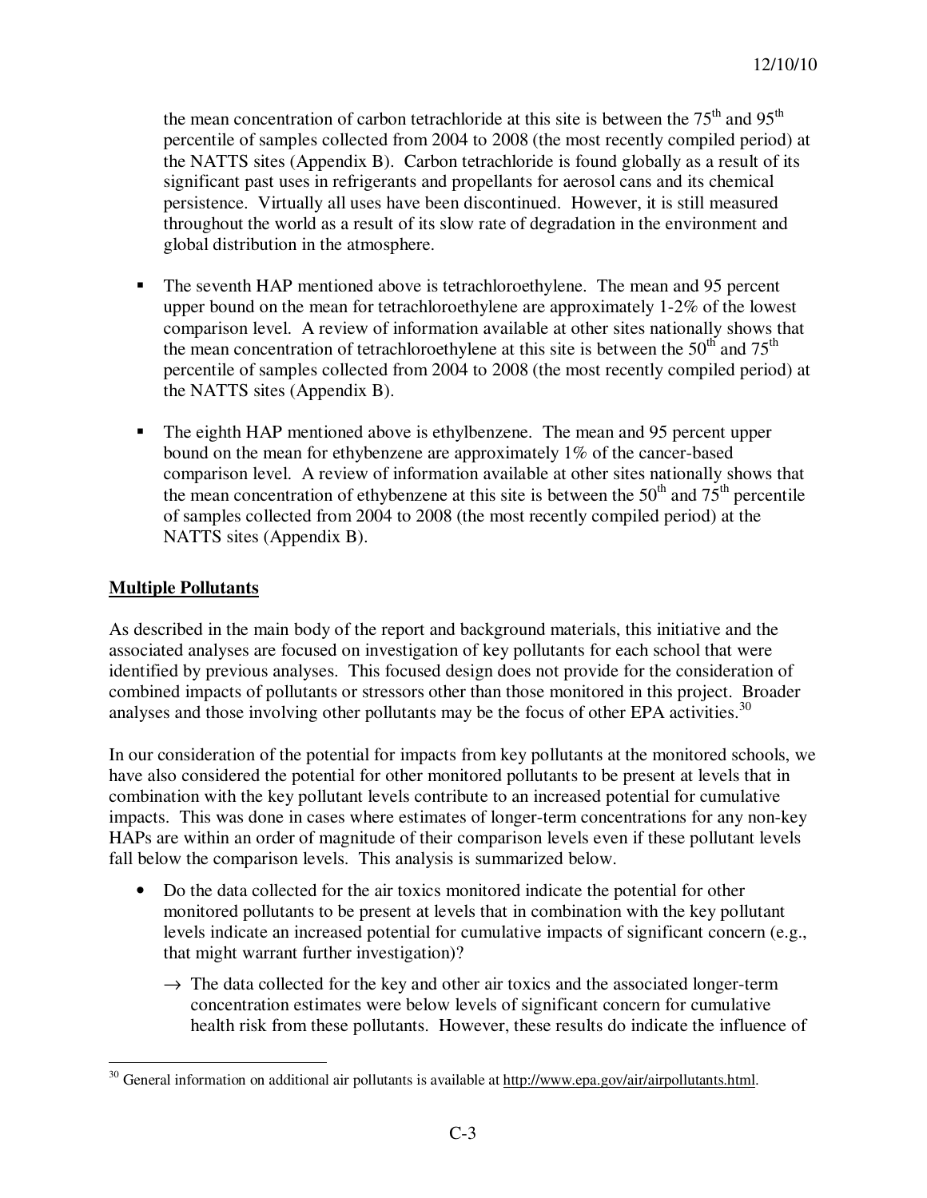the mean concentration of carbon tetrachloride at this site is between the 75th and 95th percentile of samples collected from 2004 to 2008 (the most recently compiled period) at the NATTS sites (Appendix B). Carbon tetrachloride is found globally as a result of its significant past uses in refrigerants and propellants for aerosol cans and its chemical persistence. Virtually all uses have been discontinued. However, it is still measured throughout the world as a result of its slow rate of degradation in the environment and global distribution in the atmosphere.

- The seventh HAP mentioned above is tetrachloroethylene. The mean and 95 percent upper bound on the mean for tetrachloroethylene are approximately 1-2% of the lowest comparison level. A review of information available at other sites nationally shows that the mean concentration of tetrachloroethylene at this site is between the 50th and 75th percentile of samples collected from 2004 to 2008 (the most recently compiled period) at the NATTS sites (Appendix B).

- The eighth HAP mentioned above is ethylbenzene. The mean and 95 percent upper bound on the mean for ethybenzene are approximately 1% of the cancer-based comparison level. A review of information available at other sites nationally shows that the mean concentration of ethybenzene at this site is between the 50th and 75th percentile of samples collected from 2004 to 2008 (the most recently compiled period) at the NATTS sites (Appendix B).

**Multiple Pollutants**

As described in the main body of the report and background materials, this initiative and the associated analyses are focused on investigation of key pollutants for each school that were identified by previous analyses. This focused design does not provide for the consideration of combined impacts of pollutants or stressors other than those monitored in this project. Broader analyses and those involving other pollutants may be the focus of other EPA activities.[30]

In our consideration of the potential for impacts from key pollutants at the monitored schools, we have also considered the potential for other monitored pollutants to be present at levels that in combination with the key pollutant levels contribute to an increased potential for cumulative impacts. This was done in cases where estimates of longer-term concentrations for any non-key HAPs are within an order of magnitude of their comparison levels even if these pollutant levels fall below the comparison levels. This analysis is summarized below.

- Do the data collected for the air toxics monitored indicate the potential for other monitored pollutants to be present at levels that in combination with the key pollutant levels indicate an increased potential for cumulative impacts of significant concern (e.g., that might warrant further investigation)?

  → The data collected for the key and other air toxics and the associated longer-term concentration estimates were below levels of significant concern for cumulative health risk from these pollutants. However, these results do indicate the influence of

[30] General information on additional air pollutants is available at http://www.epa.gov/air/airpollutants.html.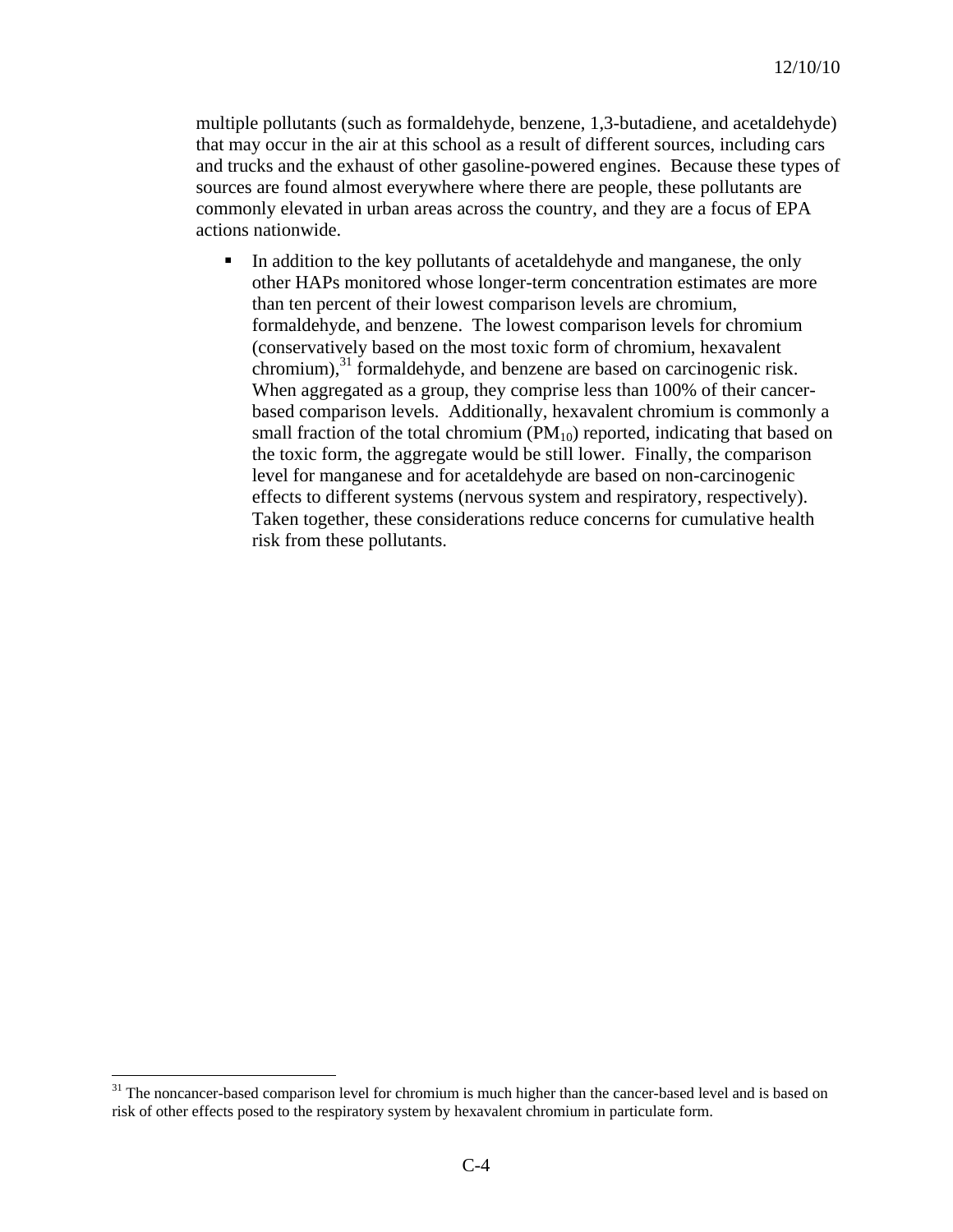multiple pollutants (such as formaldehyde, benzene, 1,3-butadiene, and acetaldehyde) that may occur in the air at this school as a result of different sources, including cars and trucks and the exhaust of other gasoline-powered engines. Because these types of sources are found almost everywhere where there are people, these pollutants are commonly elevated in urban areas across the country, and they are a focus of EPA actions nationwide.

- In addition to the key pollutants of acetaldehyde and manganese, the only other HAPs monitored whose longer-term concentration estimates are more than ten percent of their lowest comparison levels are chromium, formaldehyde, and benzene. The lowest comparison levels for chromium (conservatively based on the most toxic form of chromium, hexavalent chromium),[31] formaldehyde, and benzene are based on carcinogenic risk. When aggregated as a group, they comprise less than 100% of their cancer-based comparison levels. Additionally, hexavalent chromium is commonly a small fraction of the total chromium ($PM_{10}$) reported, indicating that based on the toxic form, the aggregate would be still lower. Finally, the comparison level for manganese and for acetaldehyde are based on non-carcinogenic effects to different systems (nervous system and respiratory, respectively). Taken together, these considerations reduce concerns for cumulative health risk from these pollutants.

[31] The noncancer-based comparison level for chromium is much higher than the cancer-based level and is based on risk of other effects posed to the respiratory system by hexavalent chromium in particulate form.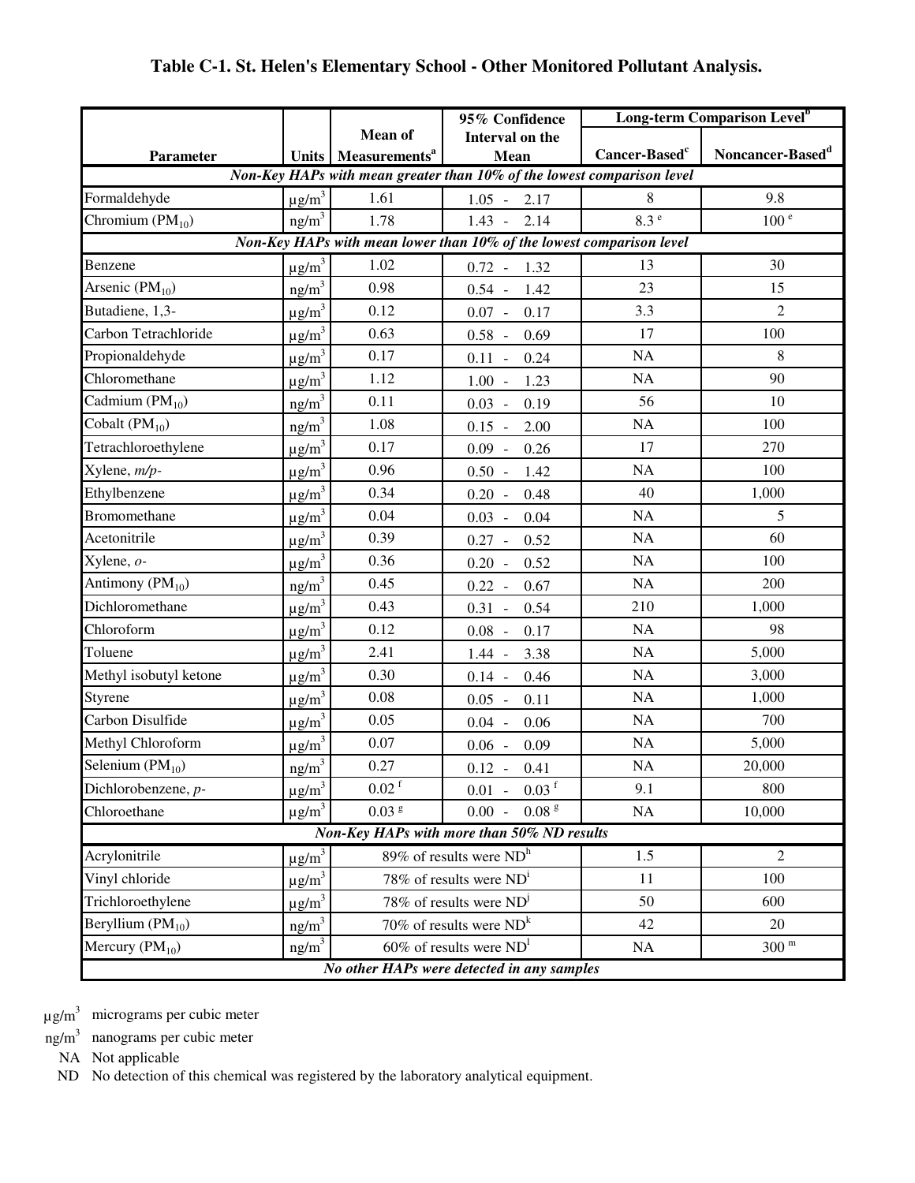**Table C-1. St. Helen's Elementary School - Other Monitored Pollutant Analysis.**

| Parameter | Units | Mean of Measurements[a] | 95% Confidence Interval on the Mean | Long-term Comparison Level[b] | |
|---|---|---|---|---|---|
| | | | | Cancer-Based[c] | Noncancer-Based[d] |
| ***Non-Key HAPs with mean greater than 10% of the lowest comparison level*** | | | | | |
| Formaldehyde | $\mu g/m^3$ | 1.61 | 1.05 - 2.17 | 8 | 9.8 |
| Chromium ($PM_{10}$) | $ng/m^3$ | 1.78 | 1.43 - 2.14 | 8.3 [e] | 100 [e] |
| ***Non-Key HAPs with mean lower than 10% of the lowest comparison level*** | | | | | |
| Benzene | $\mu g/m^3$ | 1.02 | 0.72 - 1.32 | 13 | 30 |
| Arsenic ($PM_{10}$) | $ng/m^3$ | 0.98 | 0.54 - 1.42 | 23 | 15 |
| Butadiene, 1,3- | $\mu g/m^3$ | 0.12 | 0.07 - 0.17 | 3.3 | 2 |
| Carbon Tetrachloride | $\mu g/m^3$ | 0.63 | 0.58 - 0.69 | 17 | 100 |
| Propionaldehyde | $\mu g/m^3$ | 0.17 | 0.11 - 0.24 | NA | 8 |
| Chloromethane | $\mu g/m^3$ | 1.12 | 1.00 - 1.23 | NA | 90 |
| Cadmium ($PM_{10}$) | $ng/m^3$ | 0.11 | 0.03 - 0.19 | 56 | 10 |
| Cobalt ($PM_{10}$) | $ng/m^3$ | 1.08 | 0.15 - 2.00 | NA | 100 |
| Tetrachloroethylene | $\mu g/m^3$ | 0.17 | 0.09 - 0.26 | 17 | 270 |
| Xylene, *m/p-* | $\mu g/m^3$ | 0.96 | 0.50 - 1.42 | NA | 100 |
| Ethylbenzene | $\mu g/m^3$ | 0.34 | 0.20 - 0.48 | 40 | 1,000 |
| Bromomethane | $\mu g/m^3$ | 0.04 | 0.03 - 0.04 | NA | 5 |
| Acetonitrile | $\mu g/m^3$ | 0.39 | 0.27 - 0.52 | NA | 60 |
| Xylene, *o-* | $\mu g/m^3$ | 0.36 | 0.20 - 0.52 | NA | 100 |
| Antimony ($PM_{10}$) | $ng/m^3$ | 0.45 | 0.22 - 0.67 | NA | 200 |
| Dichloromethane | $\mu g/m^3$ | 0.43 | 0.31 - 0.54 | 210 | 1,000 |
| Chloroform | $\mu g/m^3$ | 0.12 | 0.08 - 0.17 | NA | 98 |
| Toluene | $\mu g/m^3$ | 2.41 | 1.44 - 3.38 | NA | 5,000 |
| Methyl isobutyl ketone | $\mu g/m^3$ | 0.30 | 0.14 - 0.46 | NA | 3,000 |
| Styrene | $\mu g/m^3$ | 0.08 | 0.05 - 0.11 | NA | 1,000 |
| Carbon Disulfide | $\mu g/m^3$ | 0.05 | 0.04 - 0.06 | NA | 700 |
| Methyl Chloroform | $\mu g/m^3$ | 0.07 | 0.06 - 0.09 | NA | 5,000 |
| Selenium ($PM_{10}$) | $ng/m^3$ | 0.27 | 0.12 - 0.41 | NA | 20,000 |
| Dichlorobenzene, *p-* | $\mu g/m^3$ | 0.02 [f] | 0.01 - 0.03 [f] | 9.1 | 800 |
| Chloroethane | $\mu g/m^3$ | 0.03 [g] | 0.00 - 0.08 [g] | NA | 10,000 |
| ***Non-Key HAPs with more than 50% ND results*** | | | | | |
| Acrylonitrile | $\mu g/m^3$ | 89% of results were ND[h] | | 1.5 | 2 |
| Vinyl chloride | $\mu g/m^3$ | 78% of results were ND[i] | | 11 | 100 |
| Trichloroethylene | $\mu g/m^3$ | 78% of results were ND[j] | | 50 | 600 |
| Beryllium ($PM_{10}$) | $ng/m^3$ | 70% of results were ND[k] | | 42 | 20 |
| Mercury ($PM_{10}$) | $ng/m^3$ | 60% of results were ND[l] | | NA | 300 [m] |
| ***No other HAPs were detected in any samples*** | | | | | |

$\mu g/m^3$ micrograms per cubic meter

$ng/m^3$ nanograms per cubic meter

NA Not applicable

ND No detection of this chemical was registered by the laboratory analytical equipment.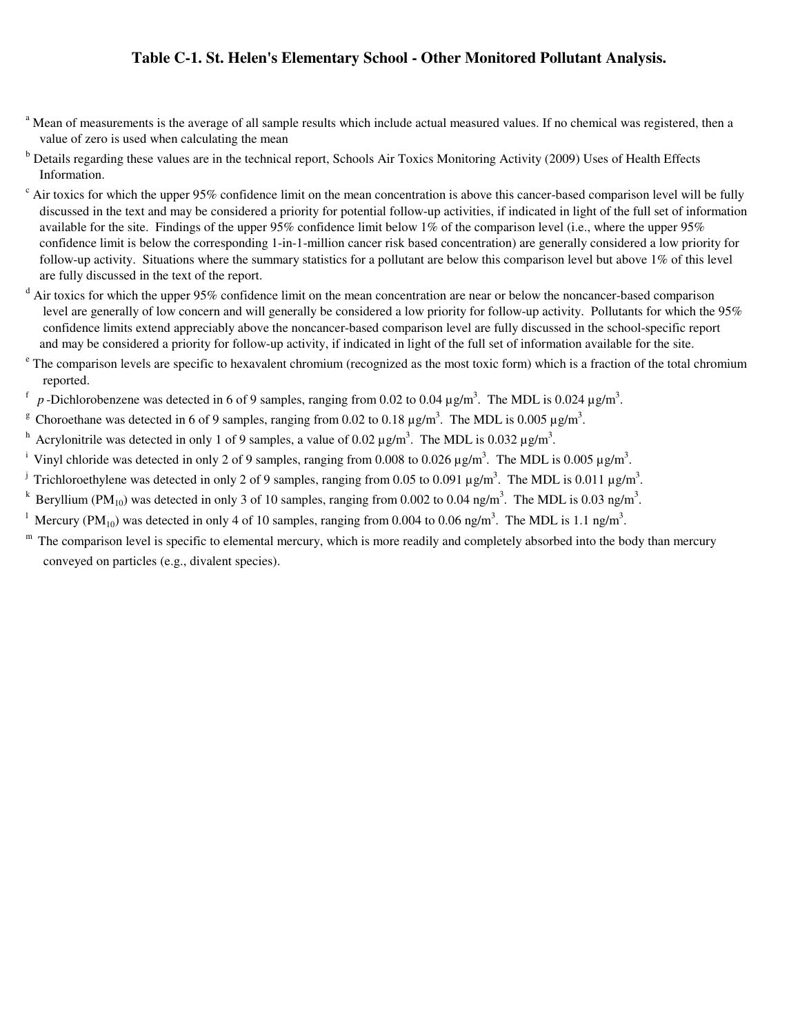# Table C-1. St. Helen's Elementary School - Other Monitored Pollutant Analysis.

[a] Mean of measurements is the average of all sample results which include actual measured values. If no chemical was registered, then a value of zero is used when calculating the mean

[b] Details regarding these values are in the technical report, Schools Air Toxics Monitoring Activity (2009) Uses of Health Effects Information.

[c] Air toxics for which the upper 95% confidence limit on the mean concentration is above this cancer-based comparison level will be fully discussed in the text and may be considered a priority for potential follow-up activities, if indicated in light of the full set of information available for the site. Findings of the upper 95% confidence limit below 1% of the comparison level (i.e., where the upper 95% confidence limit is below the corresponding 1-in-1-million cancer risk based concentration) are generally considered a low priority for follow-up activity. Situations where the summary statistics for a pollutant are below this comparison level but above 1% of this level are fully discussed in the text of the report.

[d] Air toxics for which the upper 95% confidence limit on the mean concentration are near or below the noncancer-based comparison level are generally of low concern and will generally be considered a low priority for follow-up activity. Pollutants for which the 95% confidence limits extend appreciably above the noncancer-based comparison level are fully discussed in the school-specific report and may be considered a priority for follow-up activity, if indicated in light of the full set of information available for the site.

[e] The comparison levels are specific to hexavalent chromium (recognized as the most toxic form) which is a fraction of the total chromium reported.

[f] *p*-Dichlorobenzene was detected in 6 of 9 samples, ranging from 0.02 to 0.04 $\mu g/m^3$. The MDL is 0.024 $\mu g/m^3$.

[g] Choroethane was detected in 6 of 9 samples, ranging from 0.02 to 0.18 $\mu g/m^3$. The MDL is 0.005 $\mu g/m^3$.

[h] Acrylonitrile was detected in only 1 of 9 samples, a value of 0.02 $\mu g/m^3$. The MDL is 0.032 $\mu g/m^3$.

[i] Vinyl chloride was detected in only 2 of 9 samples, ranging from 0.008 to 0.026 $\mu g/m^3$. The MDL is 0.005 $\mu g/m^3$.

[j] Trichloroethylene was detected in only 2 of 9 samples, ranging from 0.05 to 0.091 $\mu g/m^3$. The MDL is 0.011 $\mu g/m^3$.

[k] Beryllium ($PM_{10}$) was detected in only 3 of 10 samples, ranging from 0.002 to 0.04 $ng/m^3$. The MDL is 0.03 $ng/m^3$.

[l] Mercury ($PM_{10}$) was detected in only 4 of 10 samples, ranging from 0.004 to 0.06 $ng/m^3$. The MDL is 1.1 $ng/m^3$.

[m] The comparison level is specific to elemental mercury, which is more readily and completely absorbed into the body than mercury conveyed on particles (e.g., divalent species).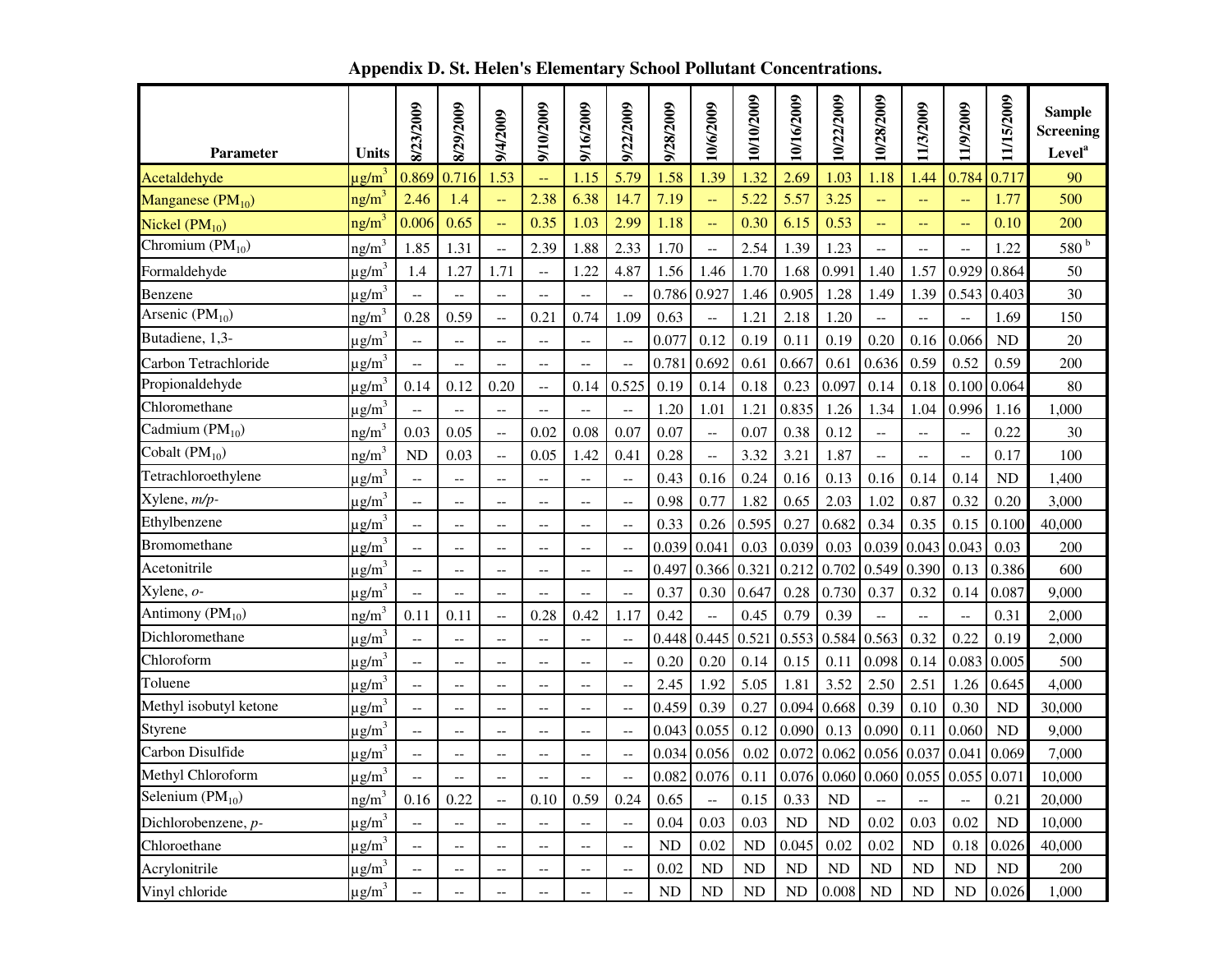# Appendix D. St. Helen's Elementary School Pollutant Concentrations.

| Parameter | Units | 8/23/2009 | 8/29/2009 | 9/4/2009 | 9/10/2009 | 9/16/2009 | 9/22/2009 | 9/28/2009 | 10/6/2009 | 10/10/2009 | 10/16/2009 | 10/22/2009 | 10/28/2009 | 11/3/2009 | 11/9/2009 | 11/15/2009 | Sample Screening Level[a] |
|---|---|---|---|---|---|---|---|---|---|---|---|---|---|---|---|---|---|
| Acetaldehyde | μg/m$^3$ | 0.869 | 0.716 | 1.53 | -- | 1.15 | 5.79 | 1.58 | 1.39 | 1.32 | 2.69 | 1.03 | 1.18 | 1.44 | 0.784 | 0.717 | 90 |
| Manganese ($PM_{10}$) | ng/m$^3$ | 2.46 | 1.4 | -- | 2.38 | 6.38 | 14.7 | 7.19 | -- | 5.22 | 5.57 | 3.25 | -- | -- | -- | 1.77 | 500 |
| Nickel ($PM_{10}$) | ng/m$^3$ | 0.006 | 0.65 | -- | 0.35 | 1.03 | 2.99 | 1.18 | -- | 0.30 | 6.15 | 0.53 | -- | -- | -- | 0.10 | 200 |
| Chromium ($PM_{10}$) | ng/m$^3$ | 1.85 | 1.31 | -- | 2.39 | 1.88 | 2.33 | 1.70 | -- | 2.54 | 1.39 | 1.23 | -- | -- | -- | 1.22 | 580[b] |
| Formaldehyde | μg/m$^3$ | 1.4 | 1.27 | 1.71 | -- | 1.22 | 4.87 | 1.56 | 1.46 | 1.70 | 1.68 | 0.991 | 1.40 | 1.57 | 0.929 | 0.864 | 50 |
| Benzene | μg/m$^3$ | -- | -- | -- | -- | -- | -- | 0.786 | 0.927 | 1.46 | 0.905 | 1.28 | 1.49 | 1.39 | 0.543 | 0.403 | 30 |
| Arsenic ($PM_{10}$) | ng/m$^3$ | 0.28 | 0.59 | -- | 0.21 | 0.74 | 1.09 | 0.63 | -- | 1.21 | 2.18 | 1.20 | -- | -- | -- | 1.69 | 150 |
| Butadiene, 1,3- | μg/m$^3$ | -- | -- | -- | -- | -- | -- | 0.077 | 0.12 | 0.19 | 0.11 | 0.19 | 0.20 | 0.16 | 0.066 | ND | 20 |
| Carbon Tetrachloride | μg/m$^3$ | -- | -- | -- | -- | -- | -- | 0.781 | 0.692 | 0.61 | 0.667 | 0.61 | 0.636 | 0.59 | 0.52 | 0.59 | 200 |
| Propionaldehyde | μg/m$^3$ | 0.14 | 0.12 | 0.20 | -- | 0.14 | 0.525 | 0.19 | 0.14 | 0.18 | 0.23 | 0.097 | 0.14 | 0.18 | 0.100 | 0.064 | 80 |
| Chloromethane | μg/m$^3$ | -- | -- | -- | -- | -- | -- | 1.20 | 1.01 | 1.21 | 0.835 | 1.26 | 1.34 | 1.04 | 0.996 | 1.16 | 1,000 |
| Cadmium ($PM_{10}$) | ng/m$^3$ | 0.03 | 0.05 | -- | 0.02 | 0.08 | 0.07 | 0.07 | -- | 0.07 | 0.38 | 0.12 | -- | -- | -- | 0.22 | 30 |
| Cobalt ($PM_{10}$) | ng/m$^3$ | ND | 0.03 | -- | 0.05 | 1.42 | 0.41 | 0.28 | -- | 3.32 | 3.21 | 1.87 | -- | -- | -- | 0.17 | 100 |
| Tetrachloroethylene | μg/m$^3$ | -- | -- | -- | -- | -- | -- | 0.43 | 0.16 | 0.24 | 0.16 | 0.13 | 0.16 | 0.14 | 0.14 | ND | 1,400 |
| Xylene, *m/p*- | μg/m$^3$ | -- | -- | -- | -- | -- | -- | 0.98 | 0.77 | 1.82 | 0.65 | 2.03 | 1.02 | 0.87 | 0.32 | 0.20 | 3,000 |
| Ethylbenzene | μg/m$^3$ | -- | -- | -- | -- | -- | -- | 0.33 | 0.26 | 0.595 | 0.27 | 0.682 | 0.34 | 0.35 | 0.15 | 0.100 | 40,000 |
| Bromomethane | μg/m$^3$ | -- | -- | -- | -- | -- | -- | 0.039 | 0.041 | 0.03 | 0.039 | 0.03 | 0.039 | 0.043 | 0.043 | 0.03 | 200 |
| Acetonitrile | μg/m$^3$ | -- | -- | -- | -- | -- | -- | 0.497 | 0.366 | 0.321 | 0.212 | 0.702 | 0.549 | 0.390 | 0.13 | 0.386 | 600 |
| Xylene, *o*- | μg/m$^3$ | -- | -- | -- | -- | -- | -- | 0.37 | 0.30 | 0.647 | 0.28 | 0.730 | 0.37 | 0.32 | 0.14 | 0.087 | 9,000 |
| Antimony ($PM_{10}$) | ng/m$^3$ | 0.11 | 0.11 | -- | 0.28 | 0.42 | 1.17 | 0.42 | -- | 0.45 | 0.79 | 0.39 | -- | -- | -- | 0.31 | 2,000 |
| Dichloromethane | μg/m$^3$ | -- | -- | -- | -- | -- | -- | 0.448 | 0.445 | 0.521 | 0.553 | 0.584 | 0.563 | 0.32 | 0.22 | 0.19 | 2,000 |
| Chloroform | μg/m$^3$ | -- | -- | -- | -- | -- | -- | 0.20 | 0.20 | 0.14 | 0.15 | 0.11 | 0.098 | 0.14 | 0.083 | 0.005 | 500 |
| Toluene | μg/m$^3$ | -- | -- | -- | -- | -- | -- | 2.45 | 1.92 | 5.05 | 1.81 | 3.52 | 2.50 | 2.51 | 1.26 | 0.645 | 4,000 |
| Methyl isobutyl ketone | μg/m$^3$ | -- | -- | -- | -- | -- | -- | 0.459 | 0.39 | 0.27 | 0.094 | 0.668 | 0.39 | 0.10 | 0.30 | ND | 30,000 |
| Styrene | μg/m$^3$ | -- | -- | -- | -- | -- | -- | 0.043 | 0.055 | 0.12 | 0.090 | 0.13 | 0.090 | 0.11 | 0.060 | ND | 9,000 |
| Carbon Disulfide | μg/m$^3$ | -- | -- | -- | -- | -- | -- | 0.034 | 0.056 | 0.02 | 0.072 | 0.062 | 0.056 | 0.037 | 0.041 | 0.069 | 7,000 |
| Methyl Chloroform | μg/m$^3$ | -- | -- | -- | -- | -- | -- | 0.082 | 0.076 | 0.11 | 0.076 | 0.060 | 0.060 | 0.055 | 0.055 | 0.071 | 10,000 |
| Selenium ($PM_{10}$) | ng/m$^3$ | 0.16 | 0.22 | -- | 0.10 | 0.59 | 0.24 | 0.65 | -- | 0.15 | 0.33 | ND | -- | -- | -- | 0.21 | 20,000 |
| Dichlorobenzene, *p*- | μg/m$^3$ | -- | -- | -- | -- | -- | -- | 0.04 | 0.03 | 0.03 | ND | ND | 0.02 | 0.03 | 0.02 | ND | 10,000 |
| Chloroethane | μg/m$^3$ | -- | -- | -- | -- | -- | -- | ND | 0.02 | ND | 0.045 | 0.02 | 0.02 | ND | 0.18 | 0.026 | 40,000 |
| Acrylonitrile | μg/m$^3$ | -- | -- | -- | -- | -- | -- | 0.02 | ND | ND | ND | ND | ND | ND | ND | ND | 200 |
| Vinyl chloride | μg/m$^3$ | -- | -- | -- | -- | -- | -- | ND | ND | ND | ND | 0.008 | ND | ND | ND | 0.026 | 1,000 |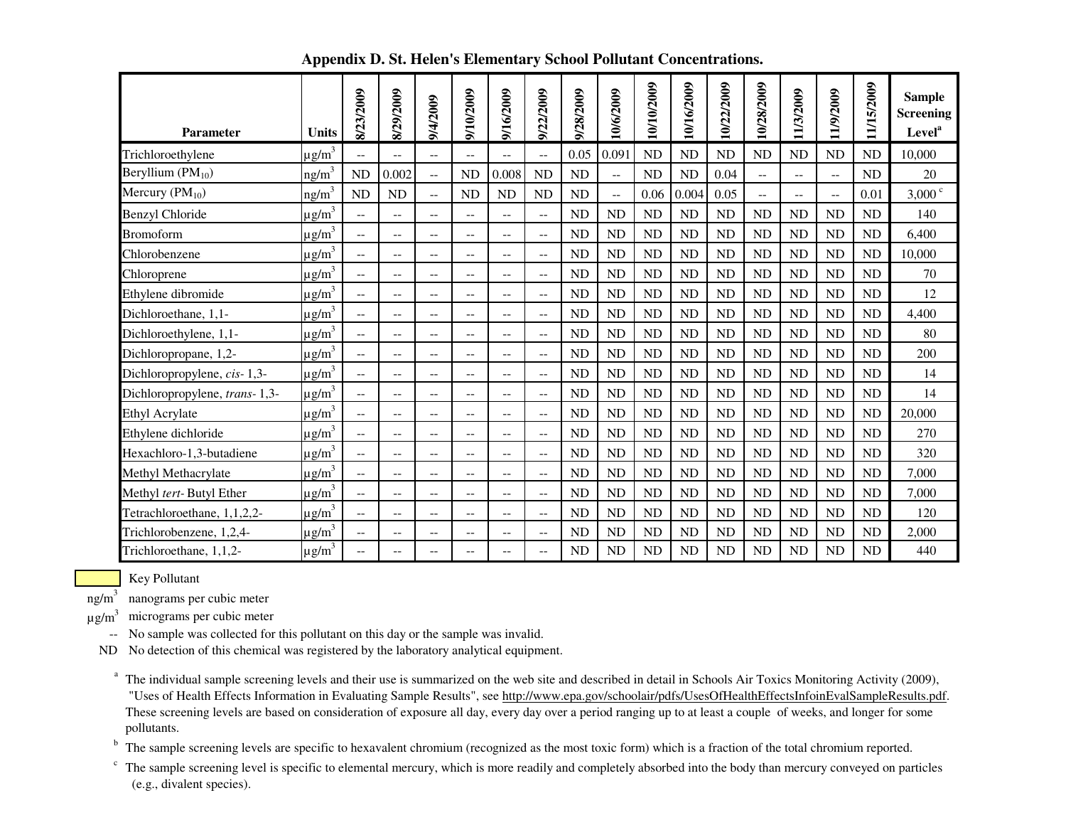# Appendix D. St. Helen's Elementary School Pollutant Concentrations.

| Parameter | Units | 8/23/2009 | 8/29/2009 | 9/4/2009 | 9/10/2009 | 9/16/2009 | 9/22/2009 | 9/28/2009 | 10/6/2009 | 10/10/2009 | 10/16/2009 | 10/22/2009 | 10/28/2009 | 11/3/2009 | 11/9/2009 | 11/15/2009 | Sample Screening Level[a] |
|---|---|---|---|---|---|---|---|---|---|---|---|---|---|---|---|---|---|
| Trichloroethylene | µg/m$^3$ | -- | -- | -- | -- | -- | -- | 0.05 | 0.091 | ND | ND | ND | ND | ND | ND | ND | 10,000 |
| Beryllium ($PM_{10}$) | ng/m$^3$ | ND | 0.002 | -- | ND | 0.008 | ND | ND | -- | ND | ND | 0.04 | -- | -- | -- | ND | 20 |
| Mercury ($PM_{10}$) | ng/m$^3$ | ND | ND | -- | ND | ND | ND | ND | -- | 0.06 | 0.004 | 0.05 | -- | -- | -- | 0.01 | 3,000 [c] |
| Benzyl Chloride | µg/m$^3$ | -- | -- | -- | -- | -- | -- | ND | ND | ND | ND | ND | ND | ND | ND | ND | 140 |
| Bromoform | µg/m$^3$ | -- | -- | -- | -- | -- | -- | ND | ND | ND | ND | ND | ND | ND | ND | ND | 6,400 |
| Chlorobenzene | µg/m$^3$ | -- | -- | -- | -- | -- | -- | ND | ND | ND | ND | ND | ND | ND | ND | ND | 10,000 |
| Chloroprene | µg/m$^3$ | -- | -- | -- | -- | -- | -- | ND | ND | ND | ND | ND | ND | ND | ND | ND | 70 |
| Ethylene dibromide | µg/m$^3$ | -- | -- | -- | -- | -- | -- | ND | ND | ND | ND | ND | ND | ND | ND | ND | 12 |
| Dichloroethane, 1,1- | µg/m$^3$ | -- | -- | -- | -- | -- | -- | ND | ND | ND | ND | ND | ND | ND | ND | ND | 4,400 |
| Dichloroethylene, 1,1- | µg/m$^3$ | -- | -- | -- | -- | -- | -- | ND | ND | ND | ND | ND | ND | ND | ND | ND | 80 |
| Dichloropropane, 1,2- | µg/m$^3$ | -- | -- | -- | -- | -- | -- | ND | ND | ND | ND | ND | ND | ND | ND | ND | 200 |
| Dichloropropylene, *cis*- 1,3- | µg/m$^3$ | -- | -- | -- | -- | -- | -- | ND | ND | ND | ND | ND | ND | ND | ND | ND | 14 |
| Dichloropropylene, *trans*- 1,3- | µg/m$^3$ | -- | -- | -- | -- | -- | -- | ND | ND | ND | ND | ND | ND | ND | ND | ND | 14 |
| Ethyl Acrylate | µg/m$^3$ | -- | -- | -- | -- | -- | -- | ND | ND | ND | ND | ND | ND | ND | ND | ND | 20,000 |
| Ethylene dichloride | µg/m$^3$ | -- | -- | -- | -- | -- | -- | ND | ND | ND | ND | ND | ND | ND | ND | ND | 270 |
| Hexachloro-1,3-butadiene | µg/m$^3$ | -- | -- | -- | -- | -- | -- | ND | ND | ND | ND | ND | ND | ND | ND | ND | 320 |
| Methyl Methacrylate | µg/m$^3$ | -- | -- | -- | -- | -- | -- | ND | ND | ND | ND | ND | ND | ND | ND | ND | 7,000 |
| Methyl *tert*- Butyl Ether | µg/m$^3$ | -- | -- | -- | -- | -- | -- | ND | ND | ND | ND | ND | ND | ND | ND | ND | 7,000 |
| Tetrachloroethane, 1,1,2,2- | µg/m$^3$ | -- | -- | -- | -- | -- | -- | ND | ND | ND | ND | ND | ND | ND | ND | ND | 120 |
| Trichlorobenzene, 1,2,4- | µg/m$^3$ | -- | -- | -- | -- | -- | -- | ND | ND | ND | ND | ND | ND | ND | ND | ND | 2,000 |
| Trichloroethane, 1,1,2- | µg/m$^3$ | -- | -- | -- | -- | -- | -- | ND | ND | ND | ND | ND | ND | ND | ND | ND | 440 |

Key Pollutant

ng/m$^3$ nanograms per cubic meter

µg/m$^3$ micrograms per cubic meter

-- No sample was collected for this pollutant on this day or the sample was invalid.

ND No detection of this chemical was registered by the laboratory analytical equipment.

[a] The individual sample screening levels and their use is summarized on the web site and described in detail in Schools Air Toxics Monitoring Activity (2009), "Uses of Health Effects Information in Evaluating Sample Results", see http://www.epa.gov/schoolair/pdfs/UsesOfHealthEffectsInfoinEvalSampleResults.pdf. These screening levels are based on consideration of exposure all day, every day over a period ranging up to at least a couple of weeks, and longer for some pollutants.

[b] The sample screening levels are specific to hexavalent chromium (recognized as the most toxic form) which is a fraction of the total chromium reported.

[c] The sample screening level is specific to elemental mercury, which is more readily and completely absorbed into the body than mercury conveyed on particles (e.g., divalent species).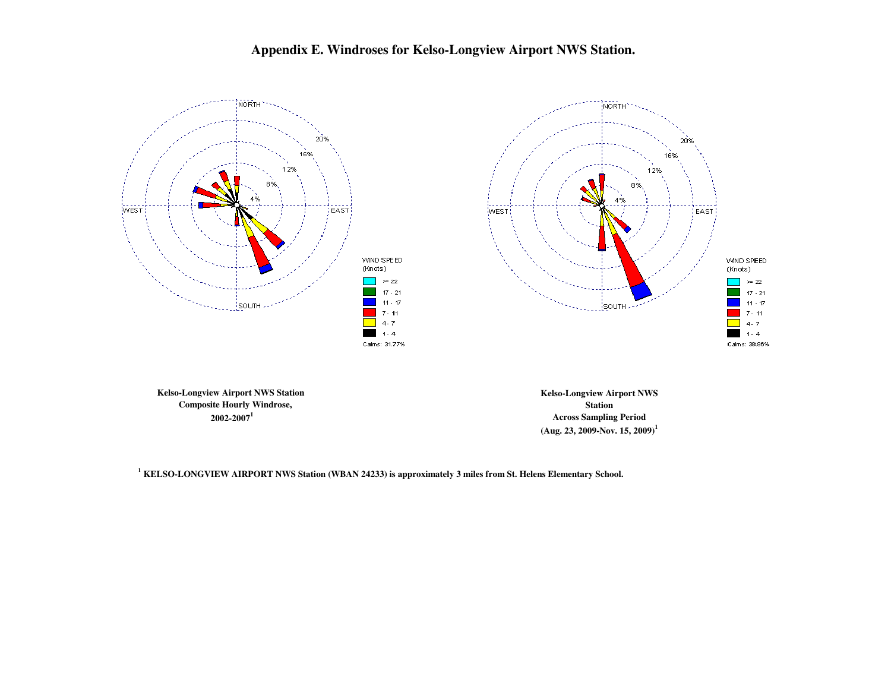# Appendix E. Windroses for Kelso-Longview Airport NWS Station.

NORTH
WEST
EAST
SOUTH
4%
8%
12%
16%
20%

WIND SPEED
(Knots)
>= 22
17 - 21
11 - 17
7 - 11
4 - 7
1 - 4
Calms: 31.77%

**Kelso-Longview Airport NWS Station Composite Hourly Windrose, 2002-2007[1]**

NORTH
WEST
EAST
SOUTH
4%
8%
12%
16%
20%

WIND SPEED
(Knots)
>= 22
17 - 21
11 - 17
7 - 11
4 - 7
1 - 4
Calms: 38.96%

**Kelso-Longview Airport NWS Station Across Sampling Period (Aug. 23, 2009-Nov. 15, 2009)[1]**

[1] **KELSO-LONGVIEW AIRPORT NWS Station (WBAN 24233) is approximately 3 miles from St. Helens Elementary School.**